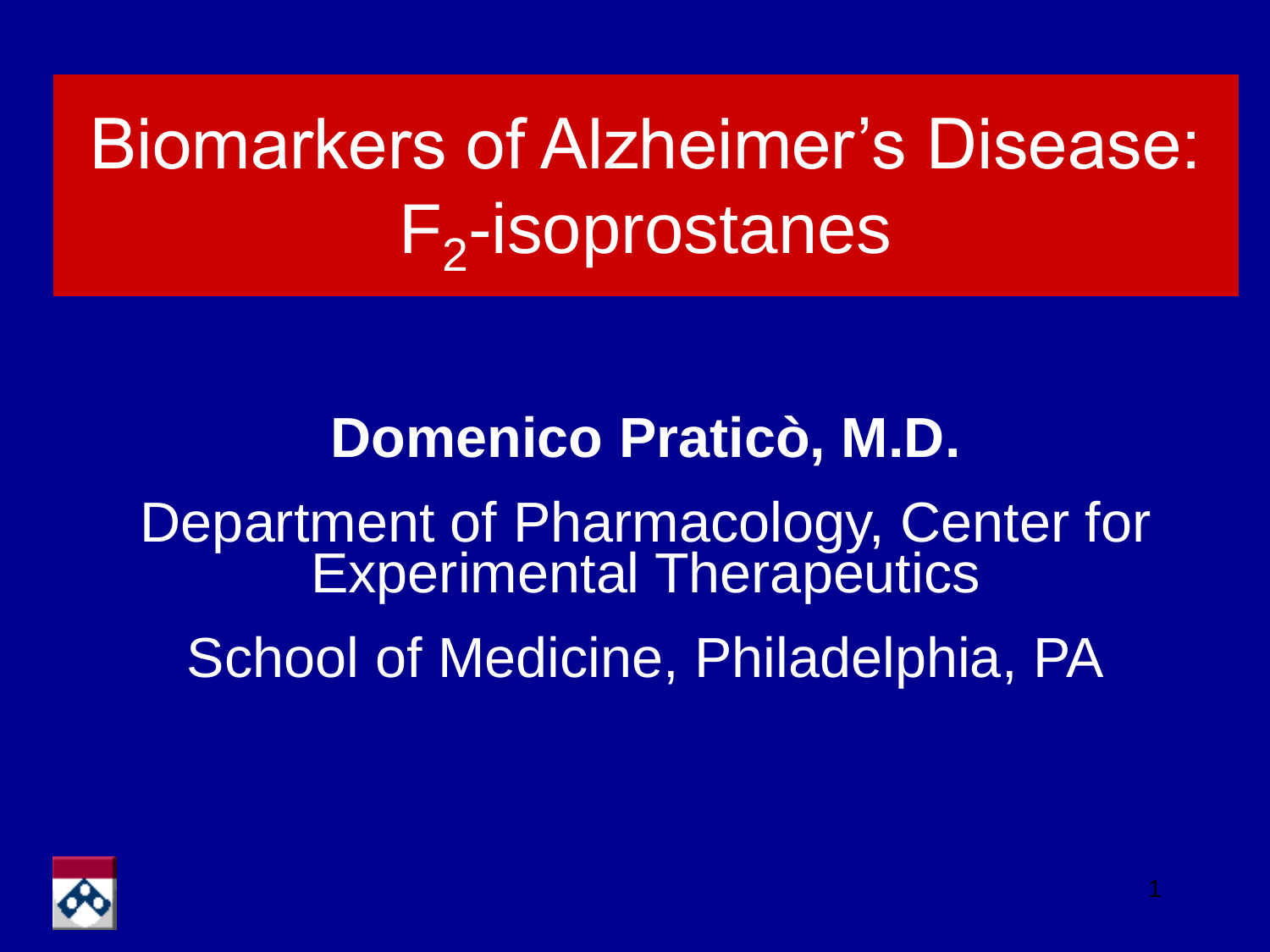# Biomarkers of Alzheimer's Disease: $F_2$-isoprostanes

**Domenico Praticò, M.D.**

Department of Pharmacology, Center for Experimental Therapeutics

School of Medicine, Philadelphia, PA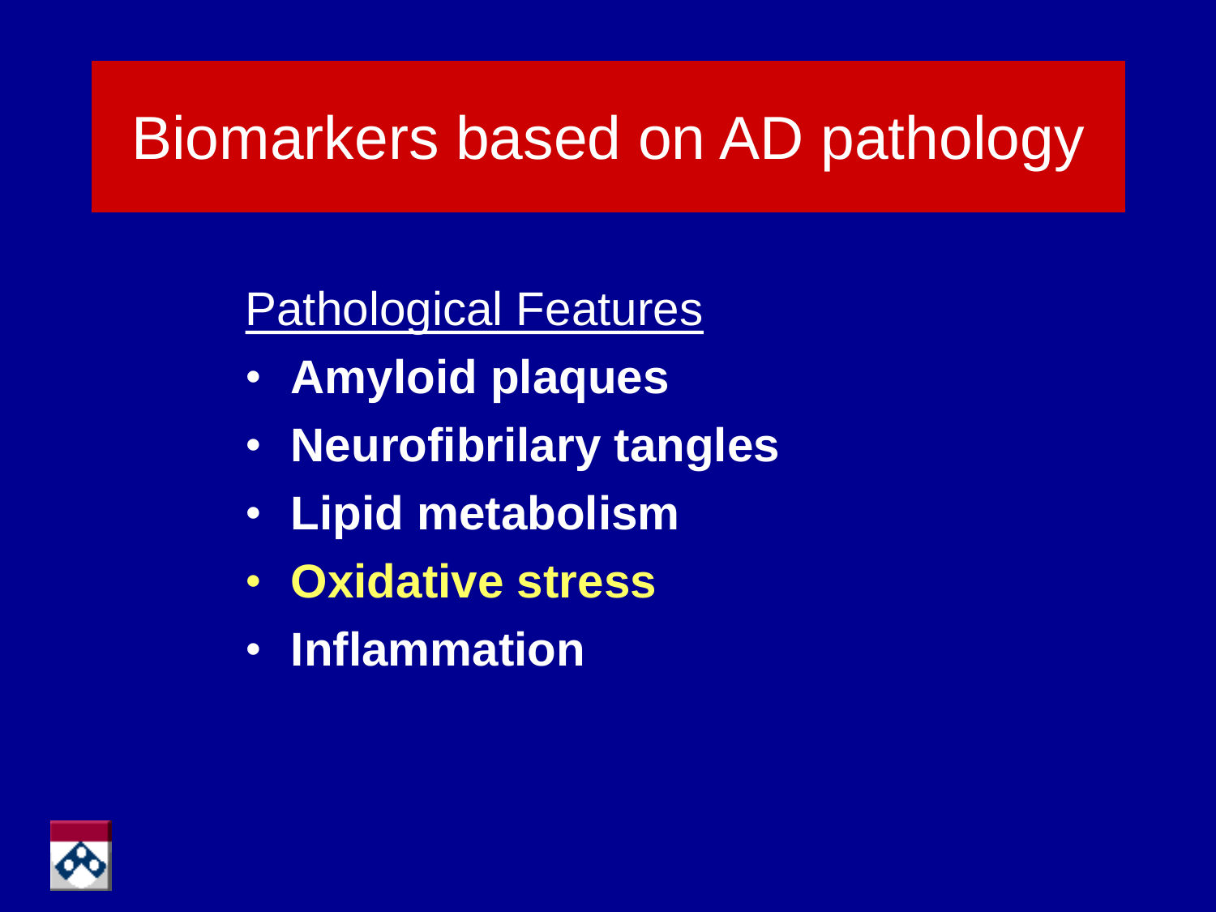# Biomarkers based on AD pathology

Pathological Features

- **Amyloid plaques**
- **Neurofibrilary tangles**
- **Lipid metabolism**
- **Oxidative stress**
- **Inflammation**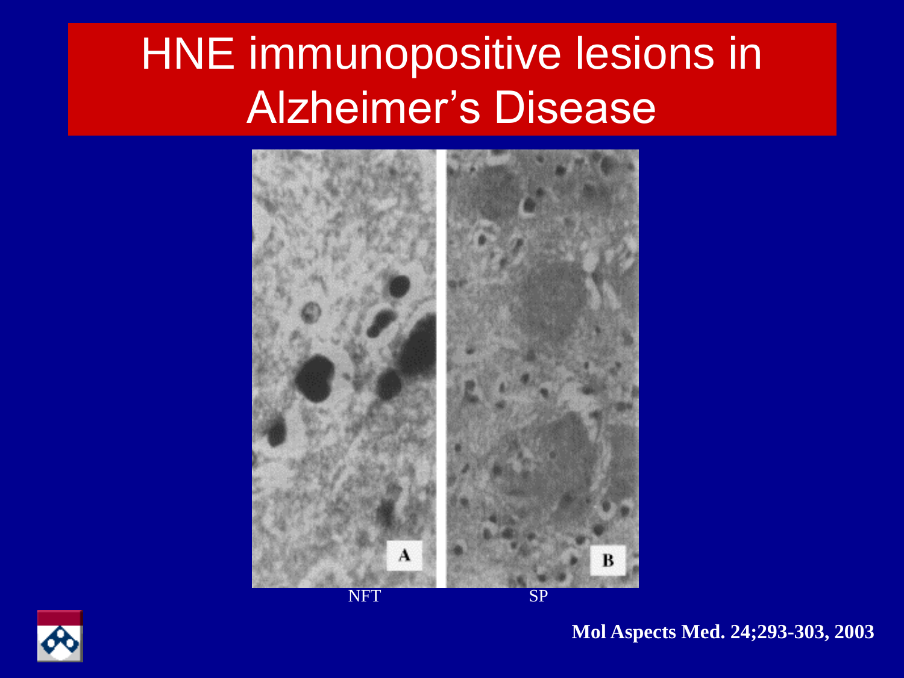# HNE immunopositive lesions in Alzheimer's Disease

NFT SP

Mol Aspects Med. 24;293-303, 2003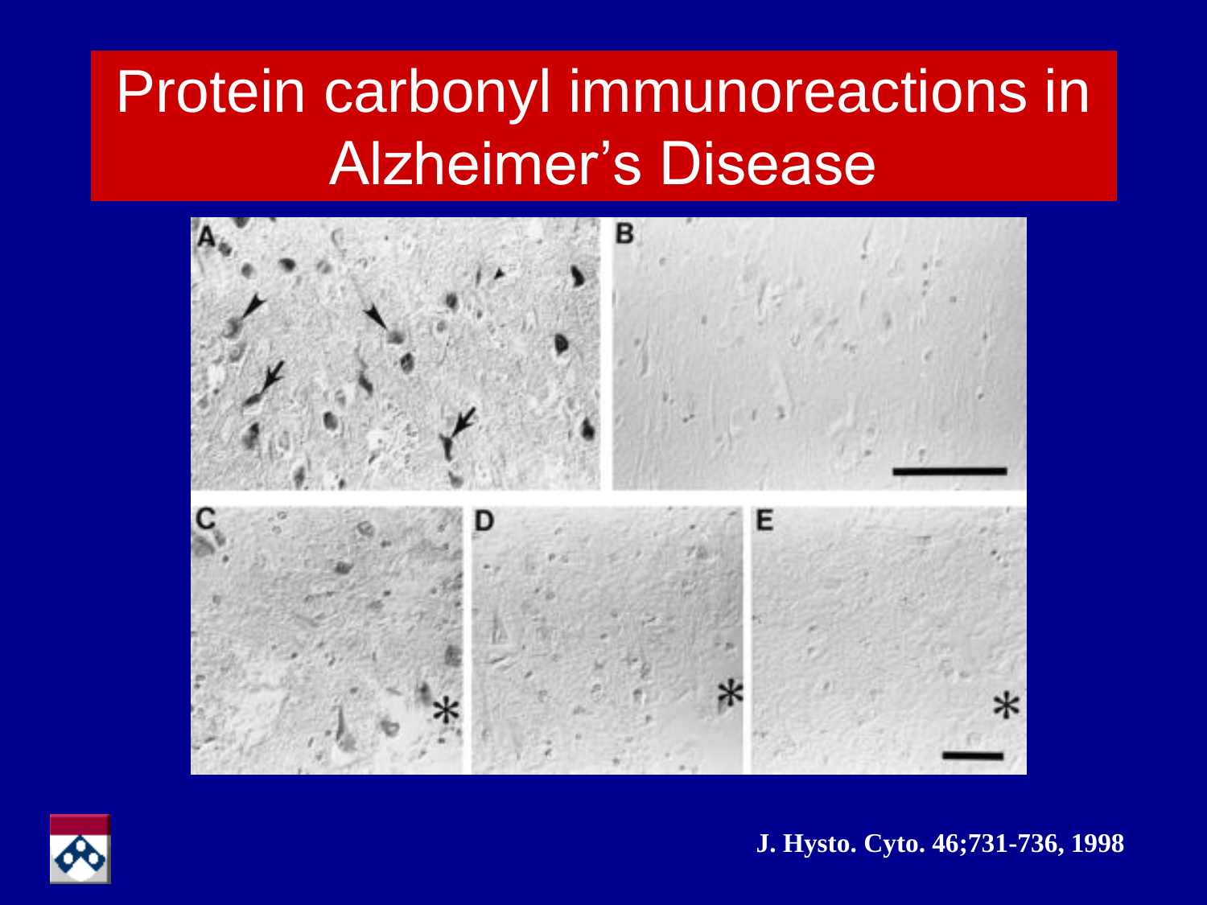# Protein carbonyl immunoreactions in Alzheimer's Disease

J. Hysto. Cyto. 46;731-736, 1998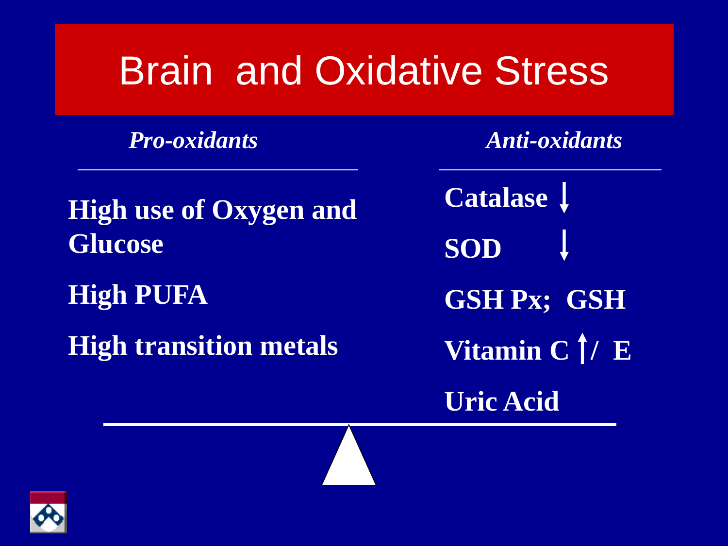# Brain and Oxidative Stress

| *Pro-oxidants* | *Anti-oxidants* |
|---|---|
| **High use of Oxygen and Glucose** | **Catalase ↓** |
| **High PUFA** | **SOD ↓** |
| **High transition metals** | **GSH Px; GSH** |
| | **Vitamin C ↑/ E** |
| | **Uric Acid** |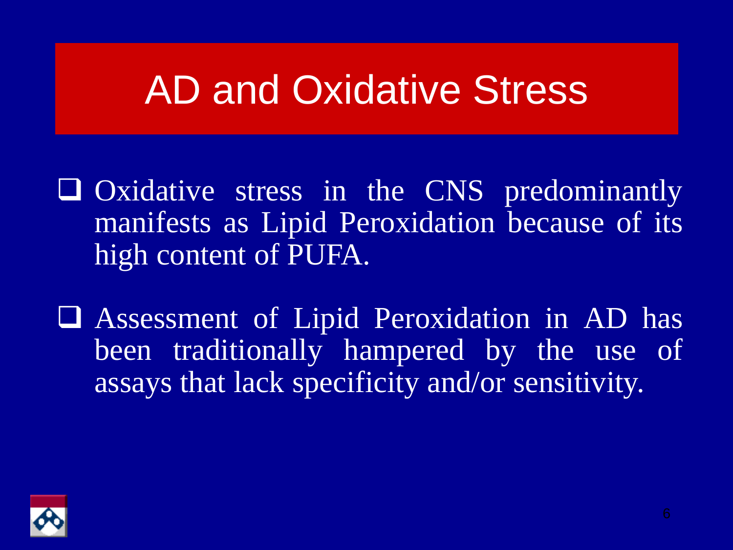# AD and Oxidative Stress

- Oxidative stress in the CNS predominantly manifests as Lipid Peroxidation because of its high content of PUFA.

- Assessment of Lipid Peroxidation in AD has been traditionally hampered by the use of assays that lack specificity and/or sensitivity.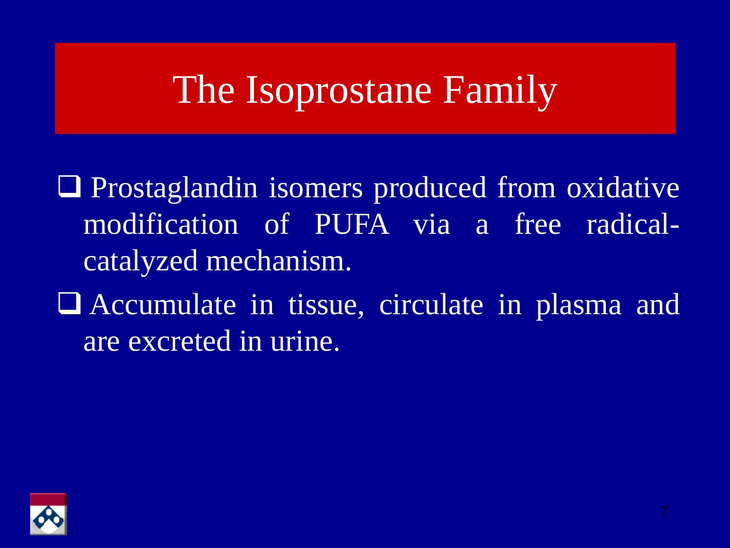# The Isoprostane Family

- Prostaglandin isomers produced from oxidative modification of PUFA via a free radical-catalyzed mechanism.
- Accumulate in tissue, circulate in plasma and are excreted in urine.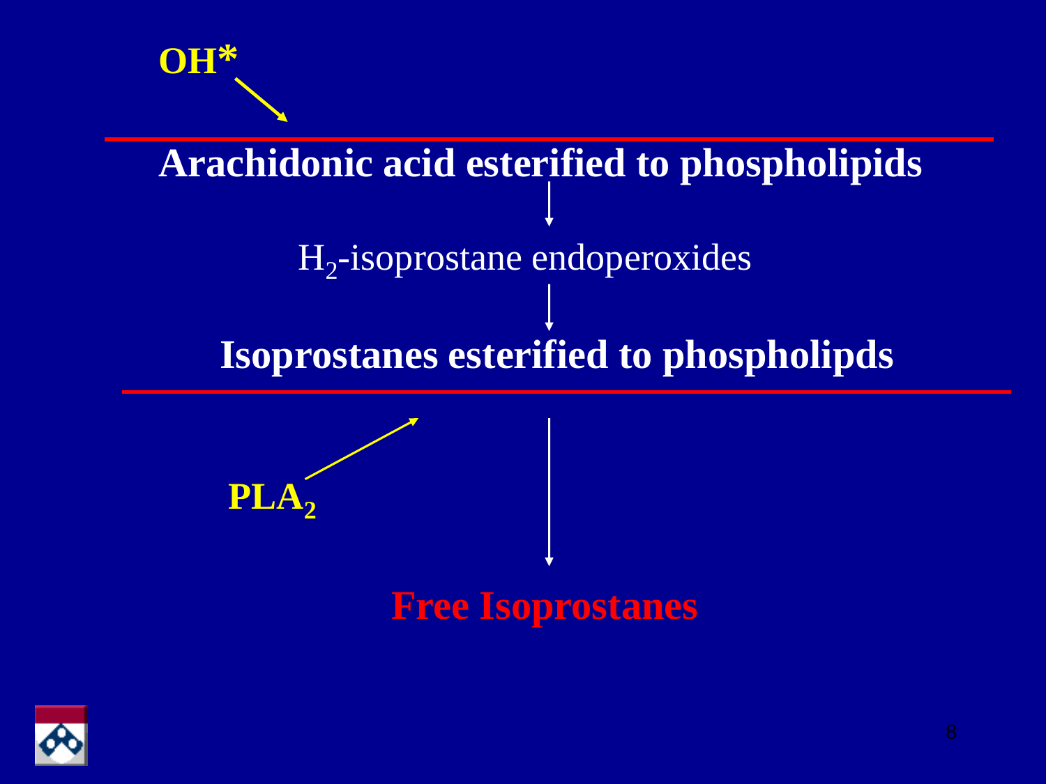**$OH^*$**

**Arachidonic acid esterified to phospholipids**

↓

$H_2$-isoprostane endoperoxides

↓

**Isoprostanes esterified to phospholipds**

**$PLA_2$**

↓

**Free Isoprostanes**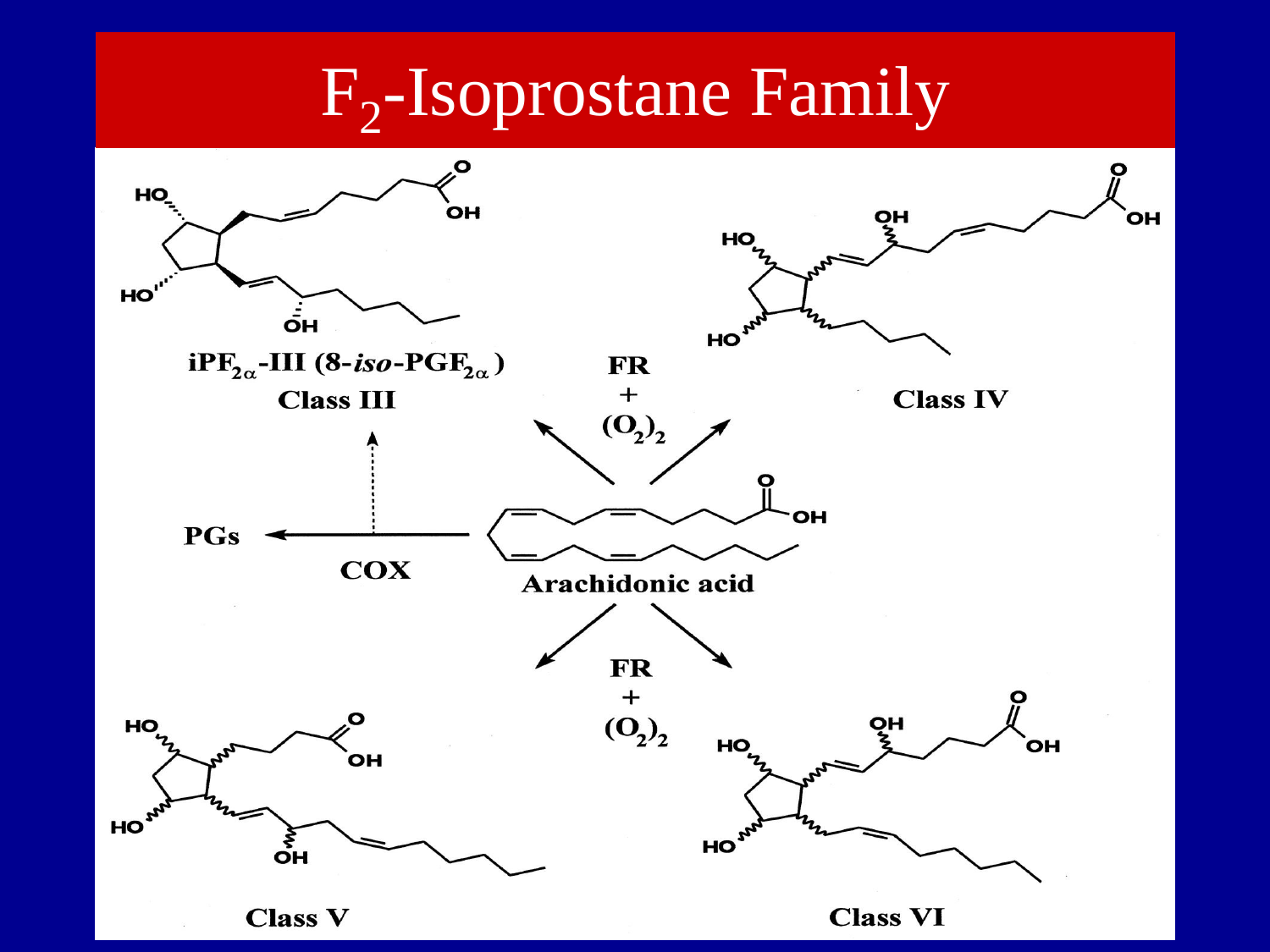# $F_2$-Isoprostane Family

$iPF_{2\alpha}$-III (8-*iso*-$PGF_{2\alpha}$)

Class III

Class IV

FR + $(O_2)_2$

PGs

COX

Arachidonic acid

FR + $(O_2)_2$

Class V

Class VI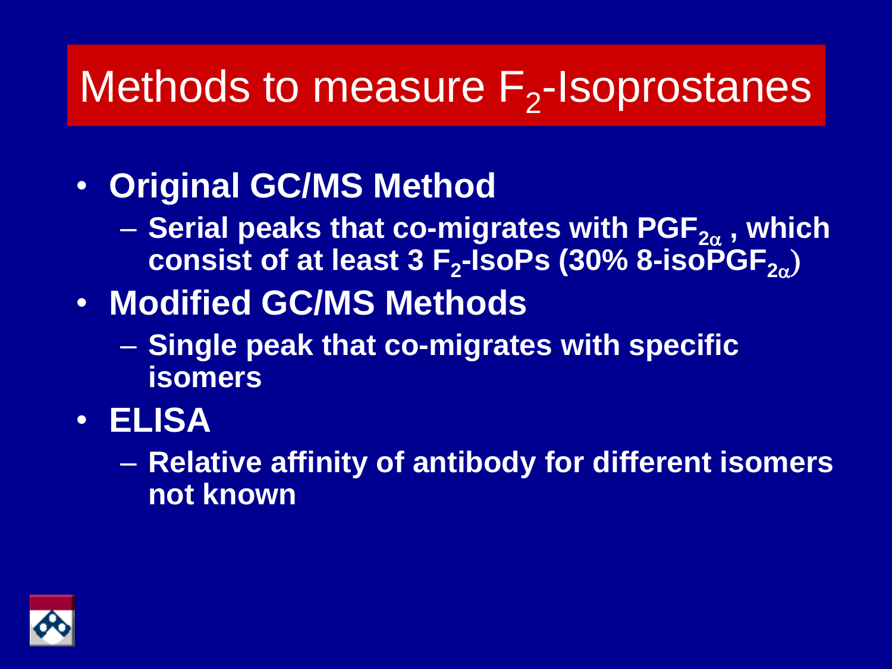# Methods to measure $F_2$-Isoprostanes

- **Original GC/MS Method**
  - **Serial peaks that co-migrates with $PGF_{2\alpha}$ , which consist of at least 3 $F_2$-IsoPs (30% 8-iso$PGF_{2\alpha}$)**
- **Modified GC/MS Methods**
  - **Single peak that co-migrates with specific isomers**
- **ELISA**
  - **Relative affinity of antibody for different isomers not known**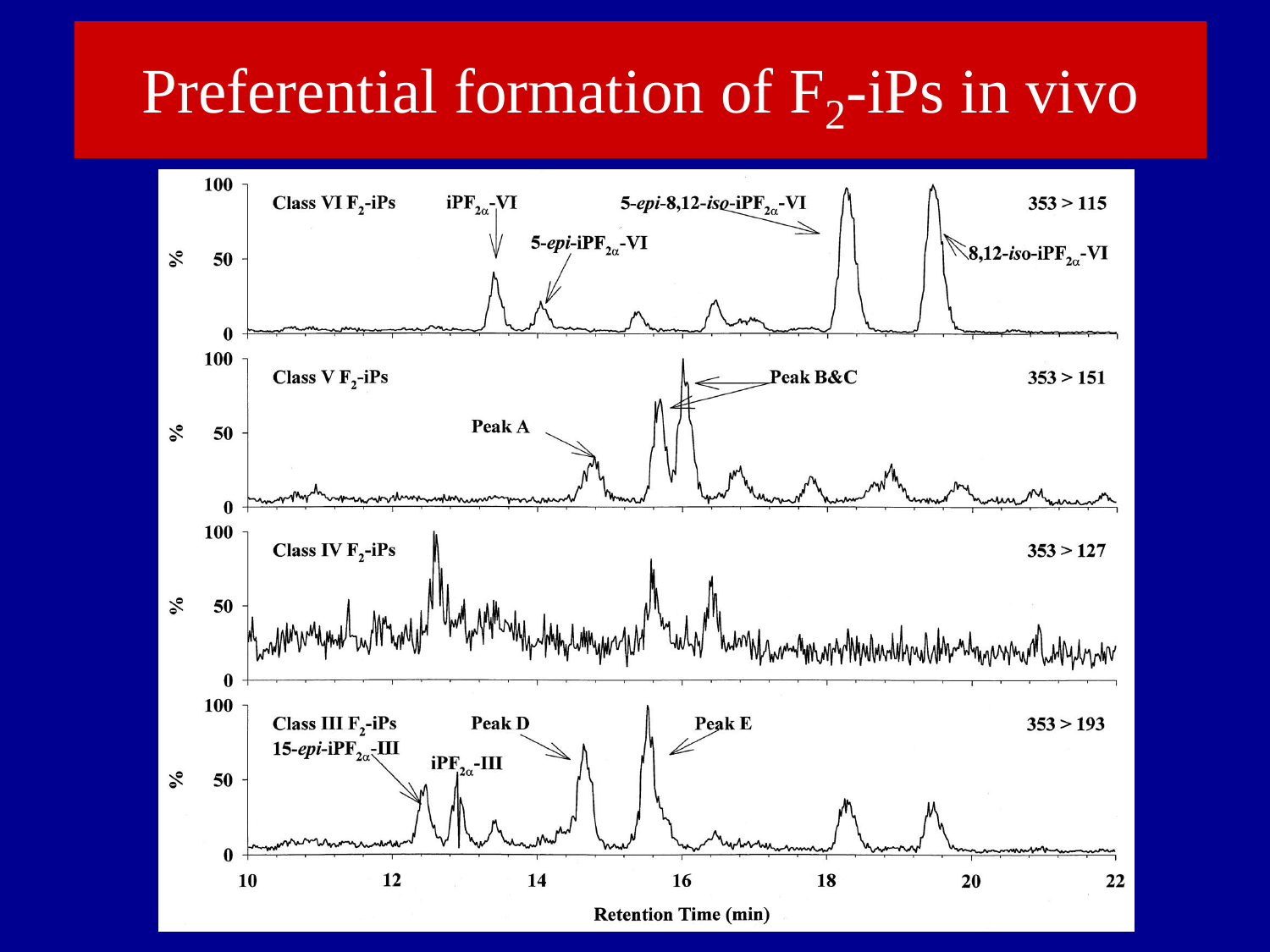# Preferential formation of $F_2$-iPs in vivo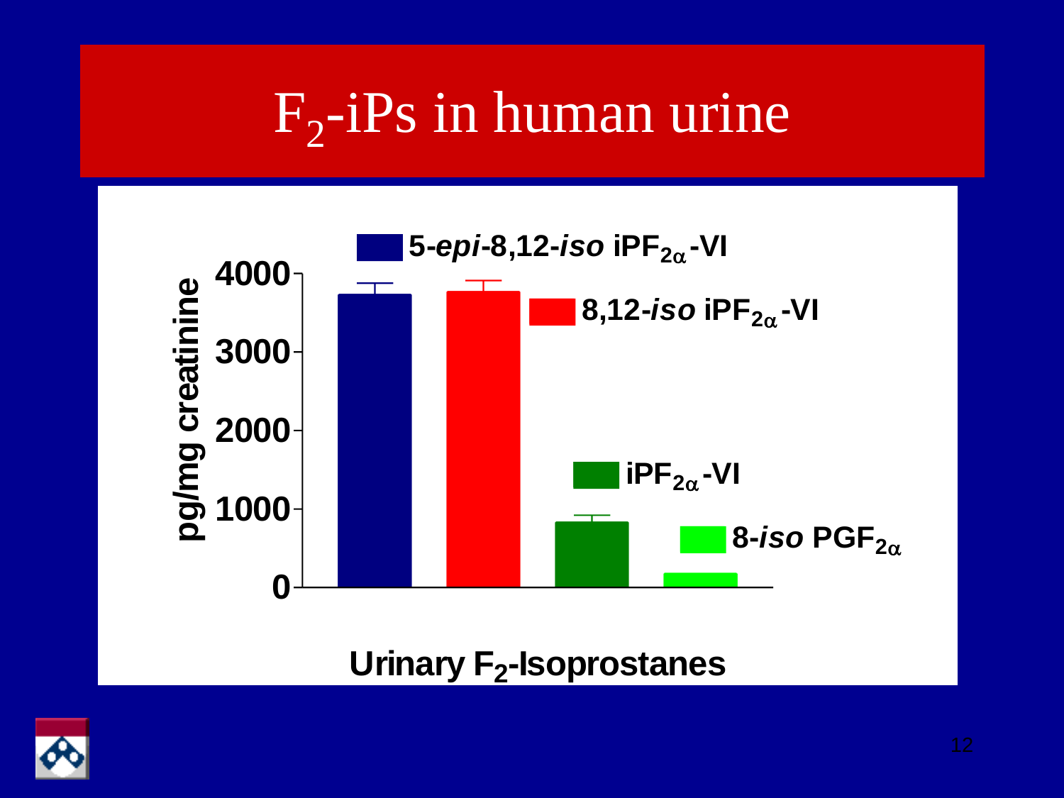# $F_2$-iPs in human urine

pg/mg creatinine

| Urinary $F_2$-Isoprostanes | pg/mg creatinine |
|---|---|
| 5-*epi*-8,12-*iso* $iPF_{2\alpha}$-VI | ~3700 |
| 8,12-*iso* $iPF_{2\alpha}$-VI | ~3750 |
| $iPF_{2\alpha}$-VI | ~800 |
| 8-*iso* $PGF_{2\alpha}$ | ~150 |

Urinary $F_2$-Isoprostanes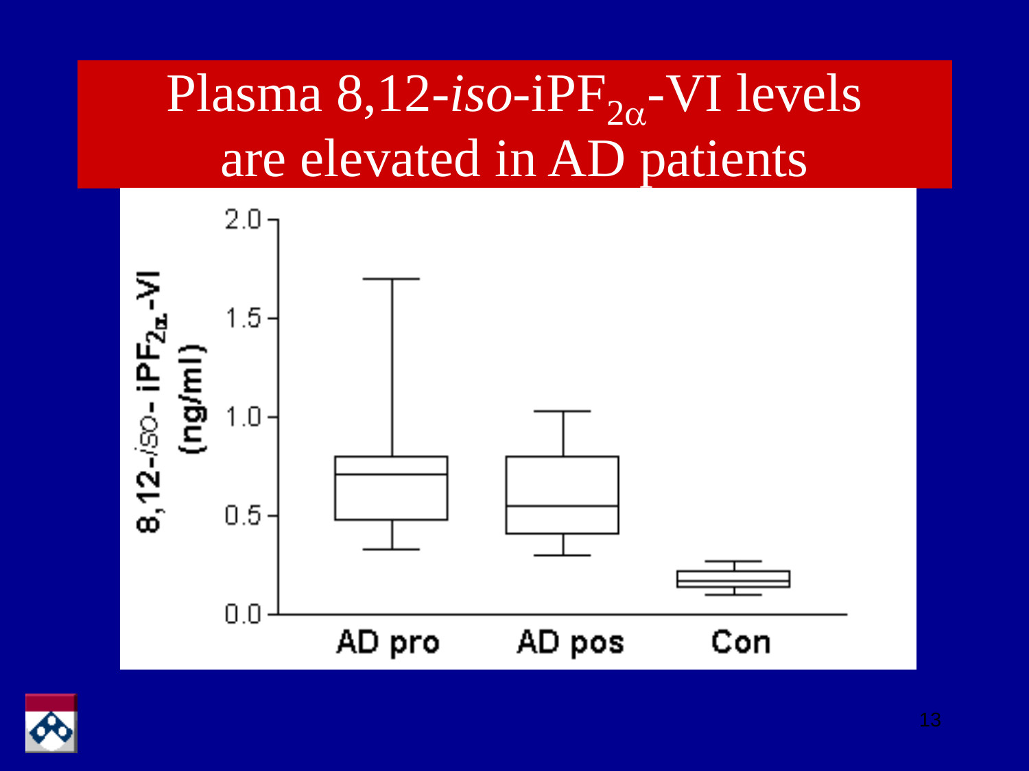# Plasma 8,12-*iso*-iPF$_{2\alpha}$-VI levels are elevated in AD patients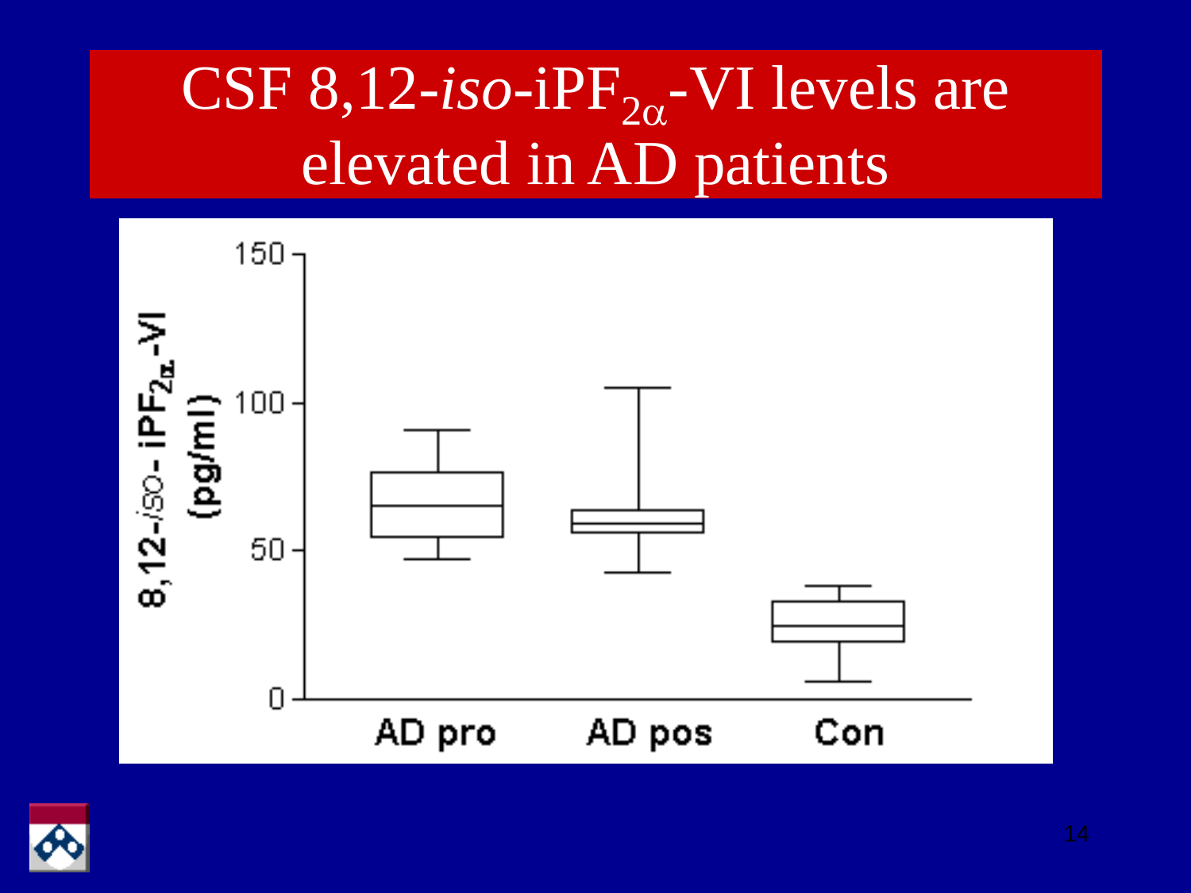# CSF 8,12-*iso*-iPF$_{2\alpha}$-VI levels are elevated in AD patients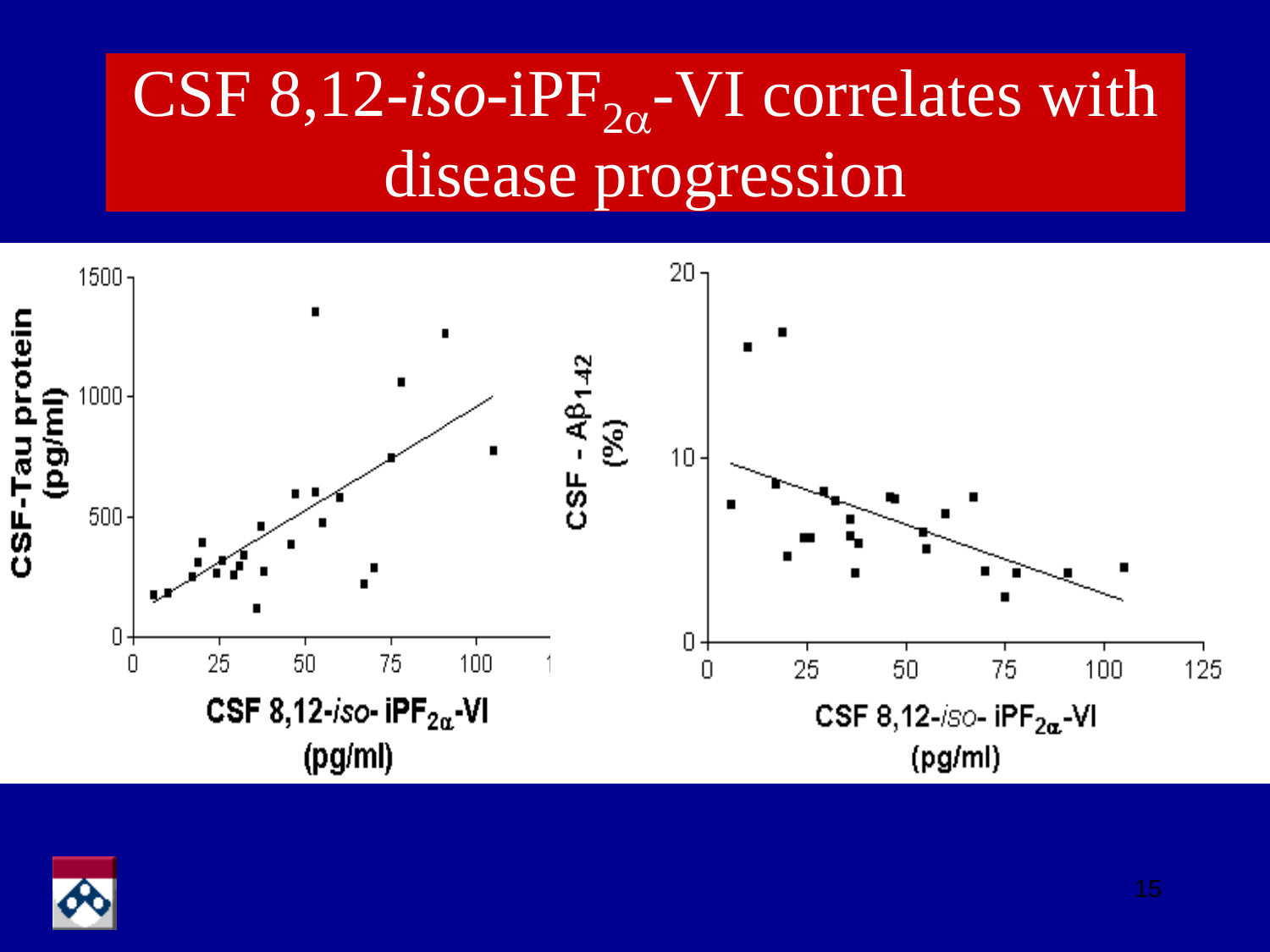# CSF 8,12-*iso*-iPF$_{2\alpha}$-VI correlates with disease progression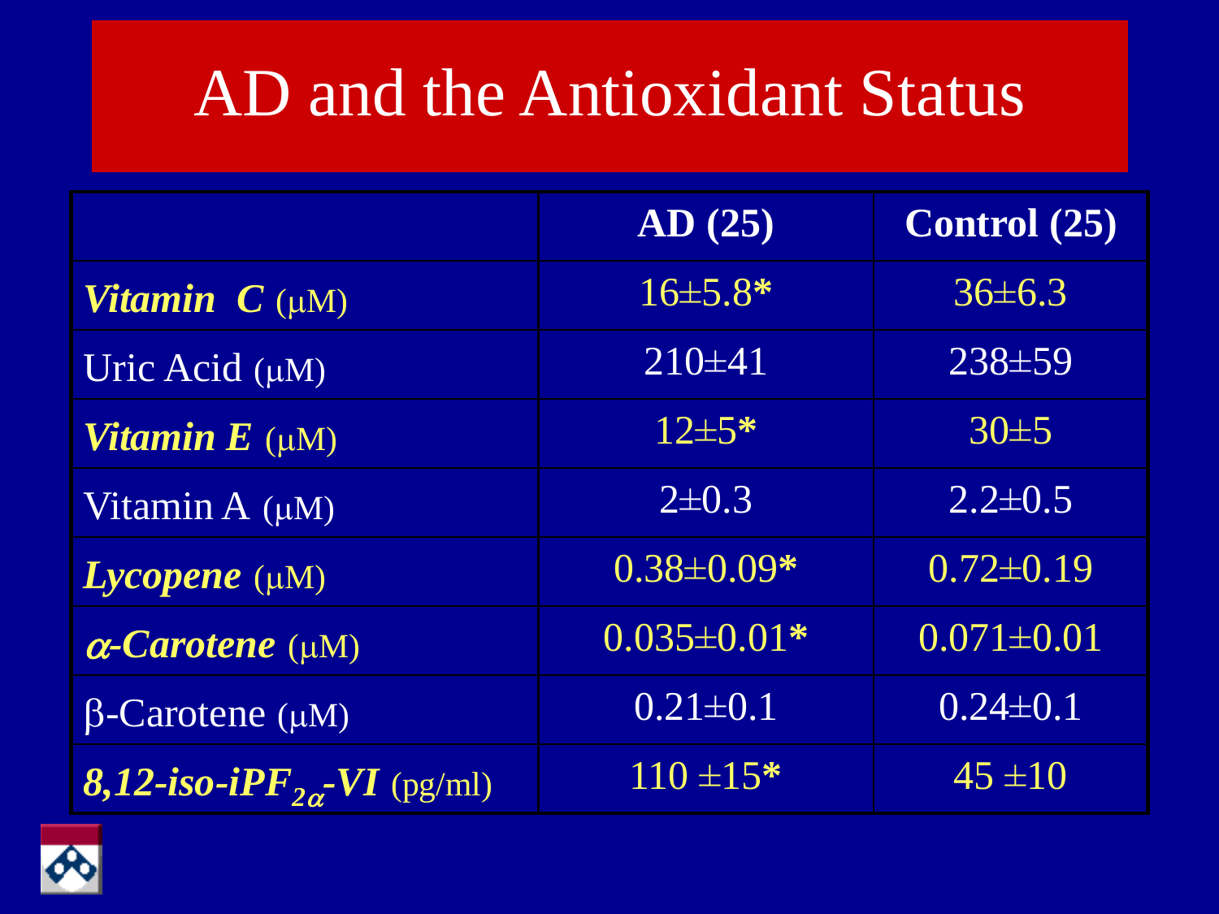# AD and the Antioxidant Status

| | AD (25) | Control (25) |
|---|---|---|
| ***Vitamin C*** (μM) | 16±5.8* | 36±6.3 |
| Uric Acid (μM) | 210±41 | 238±59 |
| ***Vitamin E*** (μM) | 12±5* | 30±5 |
| Vitamin A (μM) | 2±0.3 | 2.2±0.5 |
| ***Lycopene*** (μM) | 0.38±0.09* | 0.72±0.19 |
| ***α-Carotene*** (μM) | 0.035±0.01* | 0.071±0.01 |
| β-Carotene (μM) | 0.21±0.1 | 0.24±0.1 |
| ***8,12-iso-iPF$_{2\alpha}$-VI*** (pg/ml) | 110 ±15* | 45 ±10 |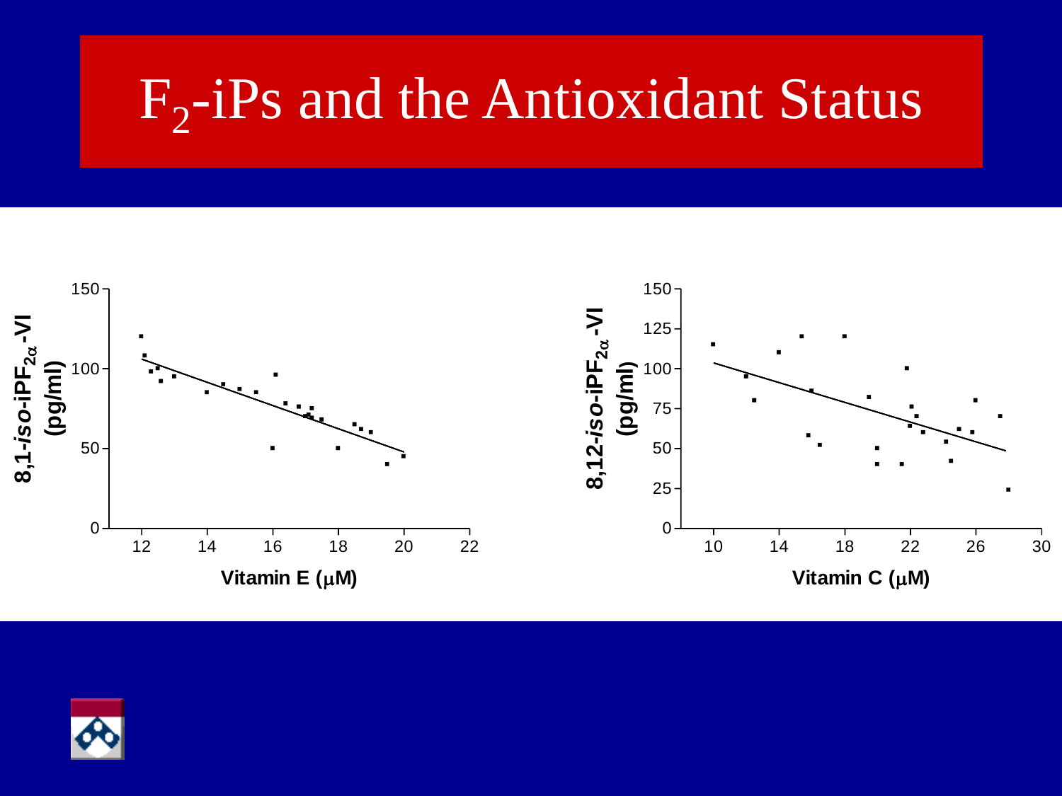# $F_2$-iPs and the Antioxidant Status

8,1-*iso*-iP$F_{2\alpha}$-VI (pg/ml)

150

100

50

0

12 14 16 18 20 22

**Vitamin E (μM)**

8,12-*iso*-iP$F_{2\alpha}$-VI (pg/ml)

150

125

100

75

50

25

0

10 14 18 22 26 30

**Vitamin C (μM)**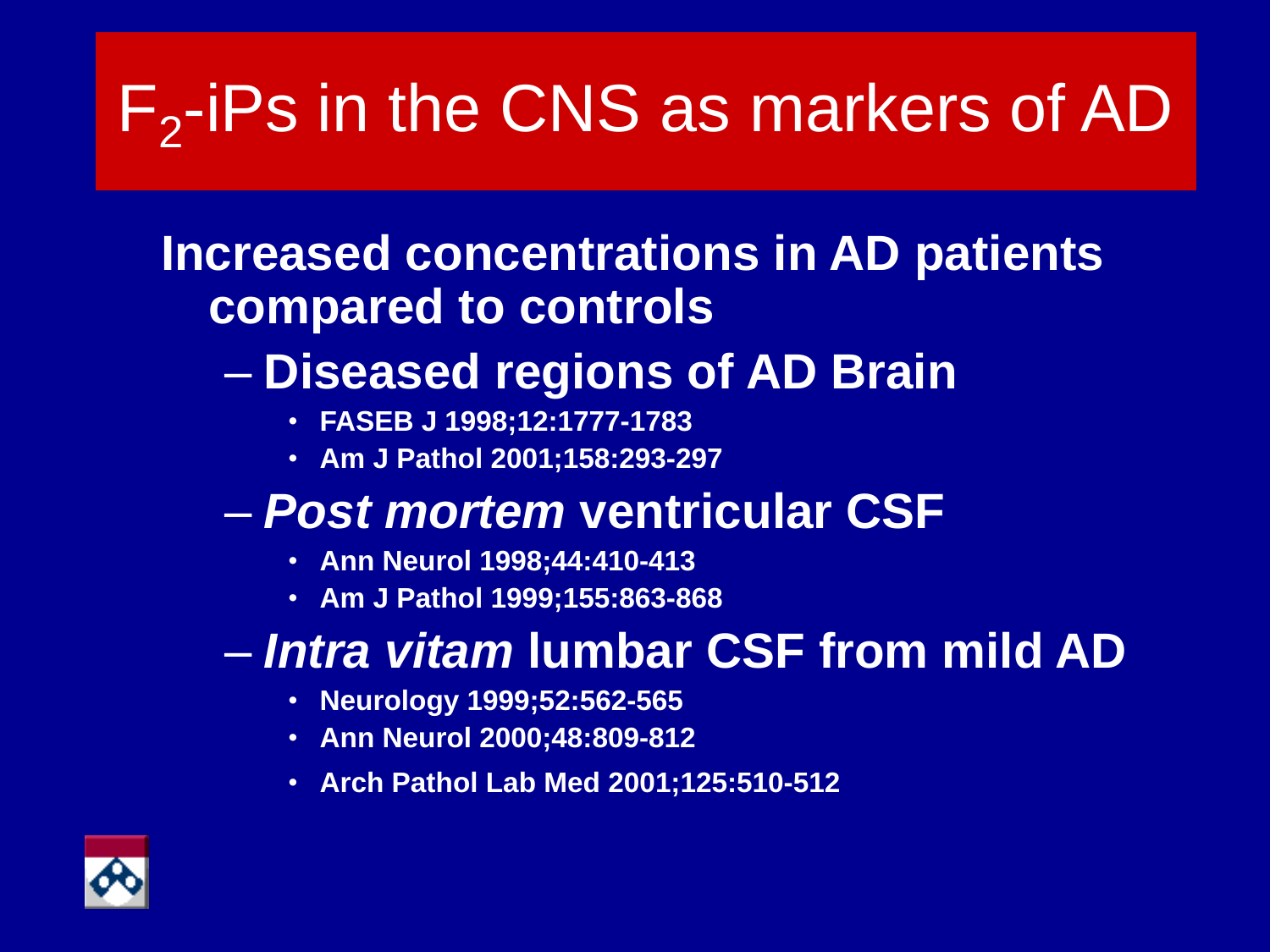# $F_2$-iPs in the CNS as markers of AD

**Increased concentrations in AD patients compared to controls**

- **Diseased regions of AD Brain**
  - **FASEB J 1998;12:1777-1783**
  - **Am J Pathol 2001;158:293-297**
- ***Post mortem* ventricular CSF**
  - **Ann Neurol 1998;44:410-413**
  - **Am J Pathol 1999;155:863-868**
- ***Intra vitam* lumbar CSF from mild AD**
  - **Neurology 1999;52:562-565**
  - **Ann Neurol 2000;48:809-812**
  - **Arch Pathol Lab Med 2001;125:510-512**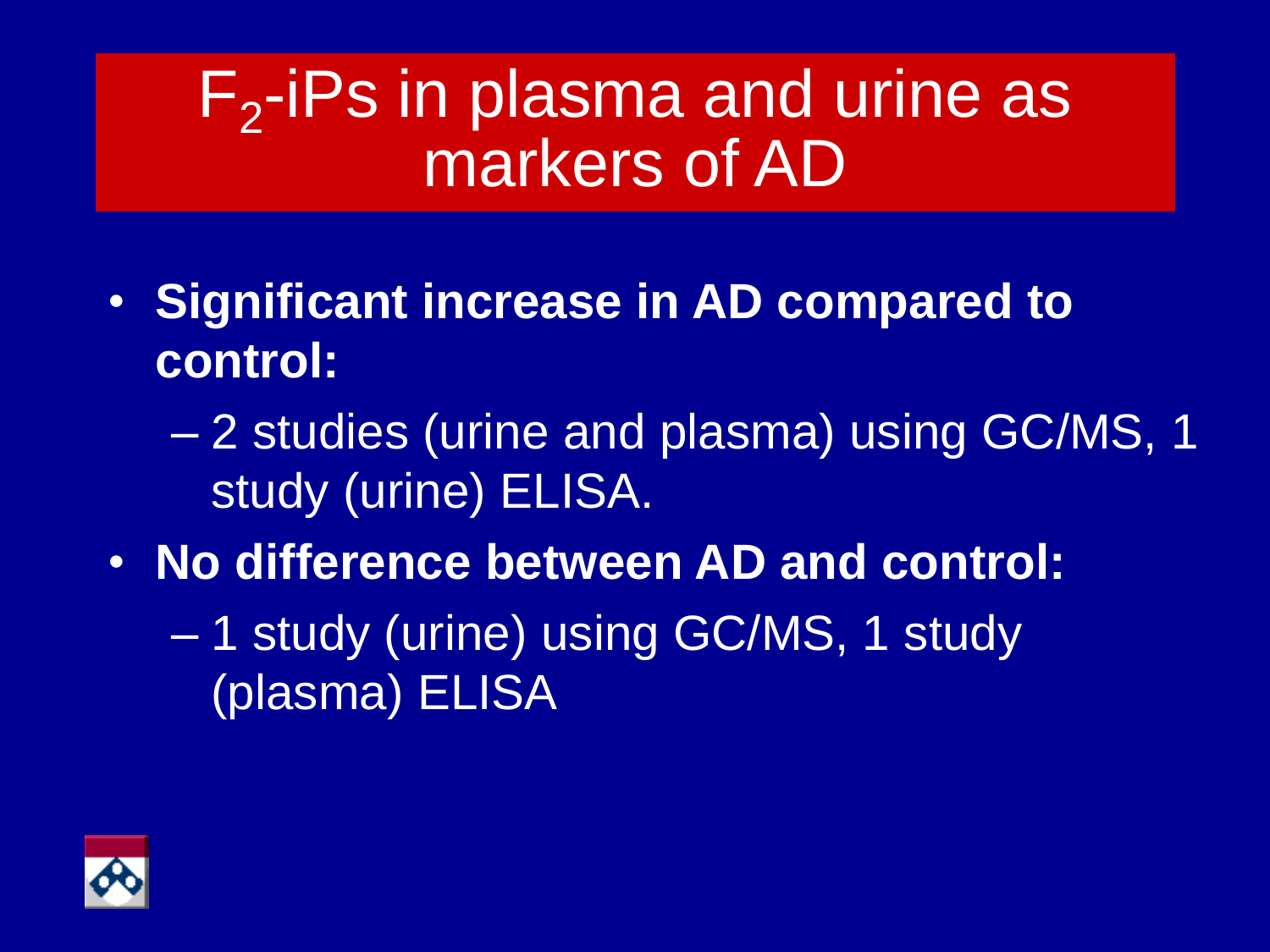# $F_2$-iPs in plasma and urine as markers of AD

- **Significant increase in AD compared to control:**
  - 2 studies (urine and plasma) using GC/MS, 1 study (urine) ELISA.
- **No difference between AD and control:**
  - 1 study (urine) using GC/MS, 1 study (plasma) ELISA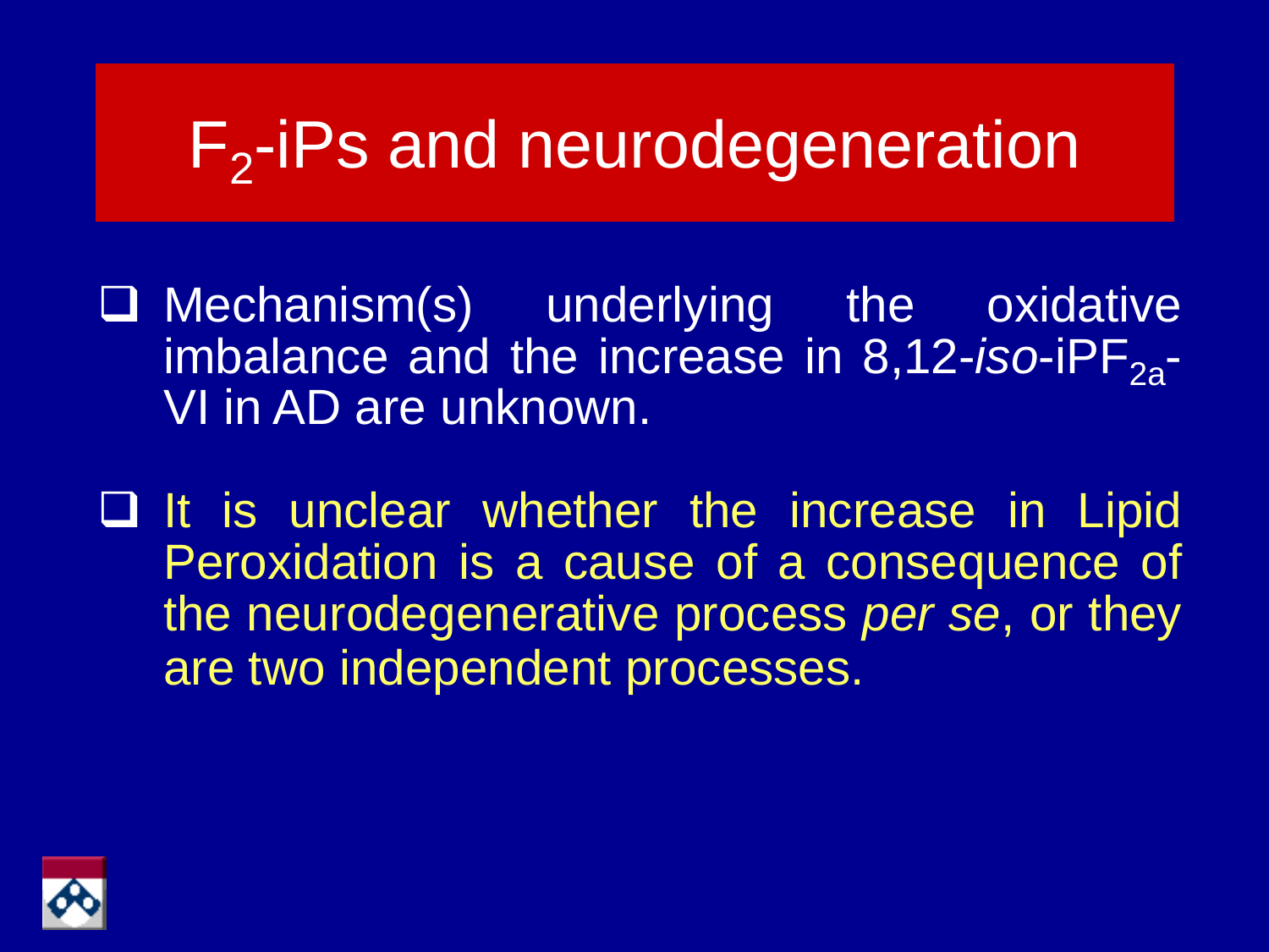# $F_2$-iPs and neurodegeneration

- Mechanism(s) underlying the oxidative imbalance and the increase in 8,12-*iso*-$iPF_{2a}$-VI in AD are unknown.

- It is unclear whether the increase in Lipid Peroxidation is a cause of a consequence of the neurodegenerative process *per se*, or they are two independent processes.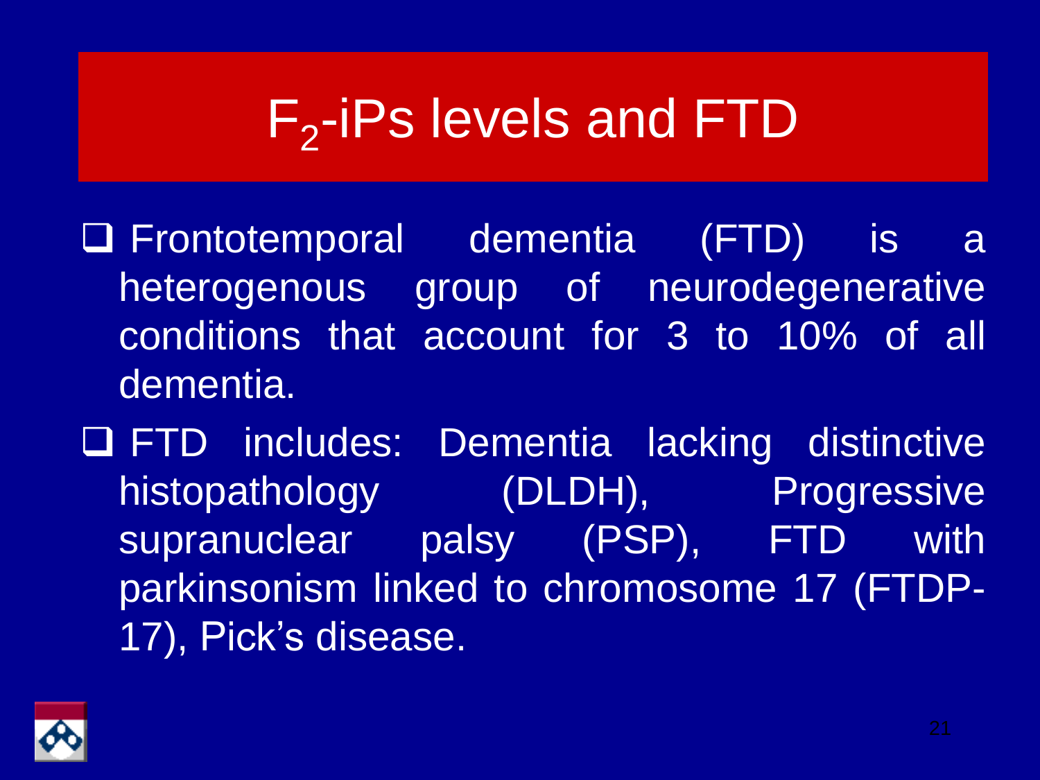# $F_2$-iPs levels and FTD

- Frontotemporal dementia (FTD) is a heterogenous group of neurodegenerative conditions that account for 3 to 10% of all dementia.
- FTD includes: Dementia lacking distinctive histopathology (DLDH), Progressive supranuclear palsy (PSP), FTD with parkinsonism linked to chromosome 17 (FTDP-17), Pick's disease.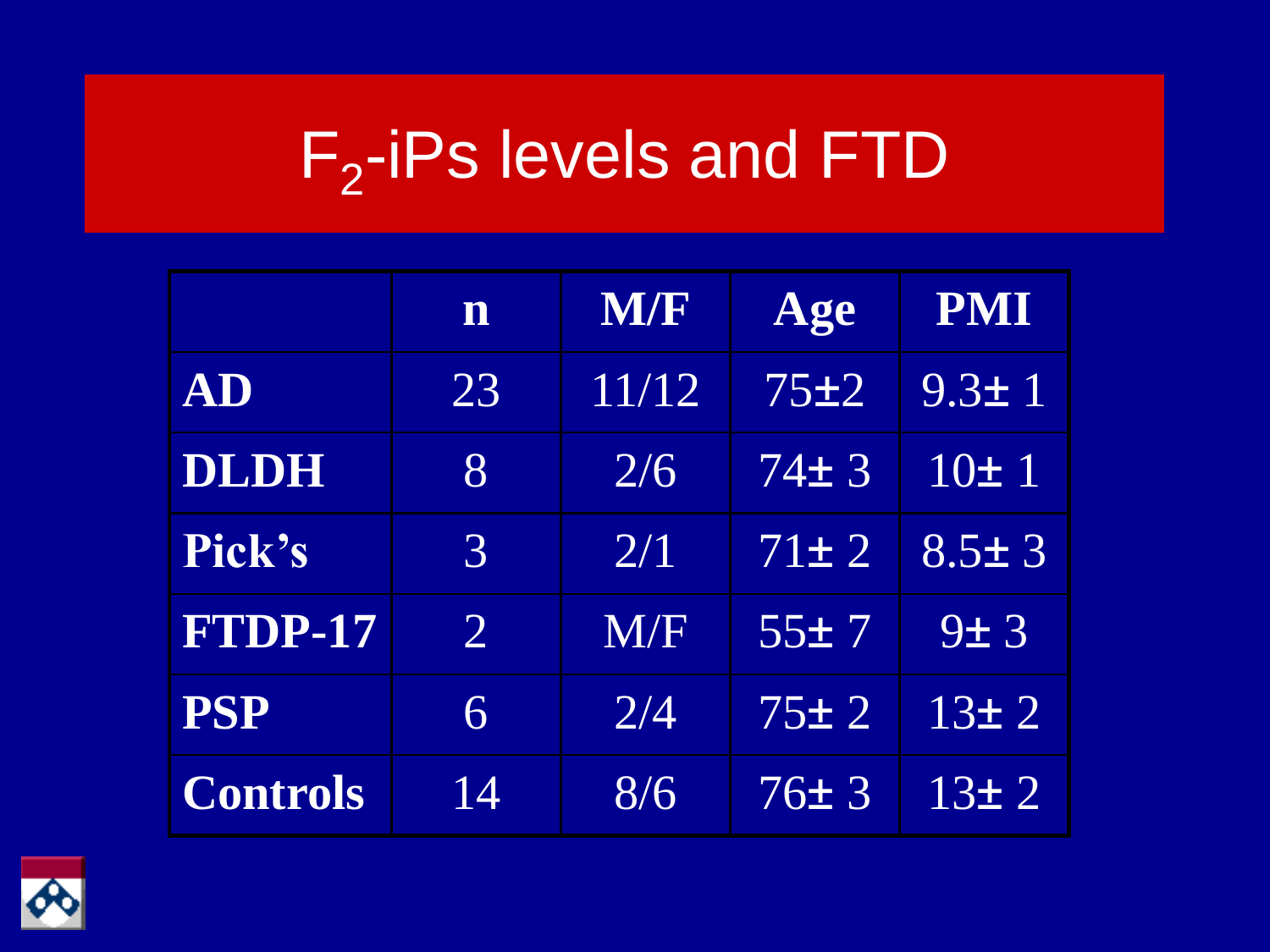# $F_2$-iPs levels and FTD

| | n | M/F | Age | PMI |
|---|---|---|---|---|
| **AD** | 23 | 11/12 | 75±2 | 9.3± 1 |
| **DLDH** | 8 | 2/6 | 74± 3 | 10± 1 |
| **Pick's** | 3 | 2/1 | 71± 2 | 8.5± 3 |
| **FTDP-17** | 2 | M/F | 55± 7 | 9± 3 |
| **PSP** | 6 | 2/4 | 75± 2 | 13± 2 |
| **Controls** | 14 | 8/6 | 76± 3 | 13± 2 |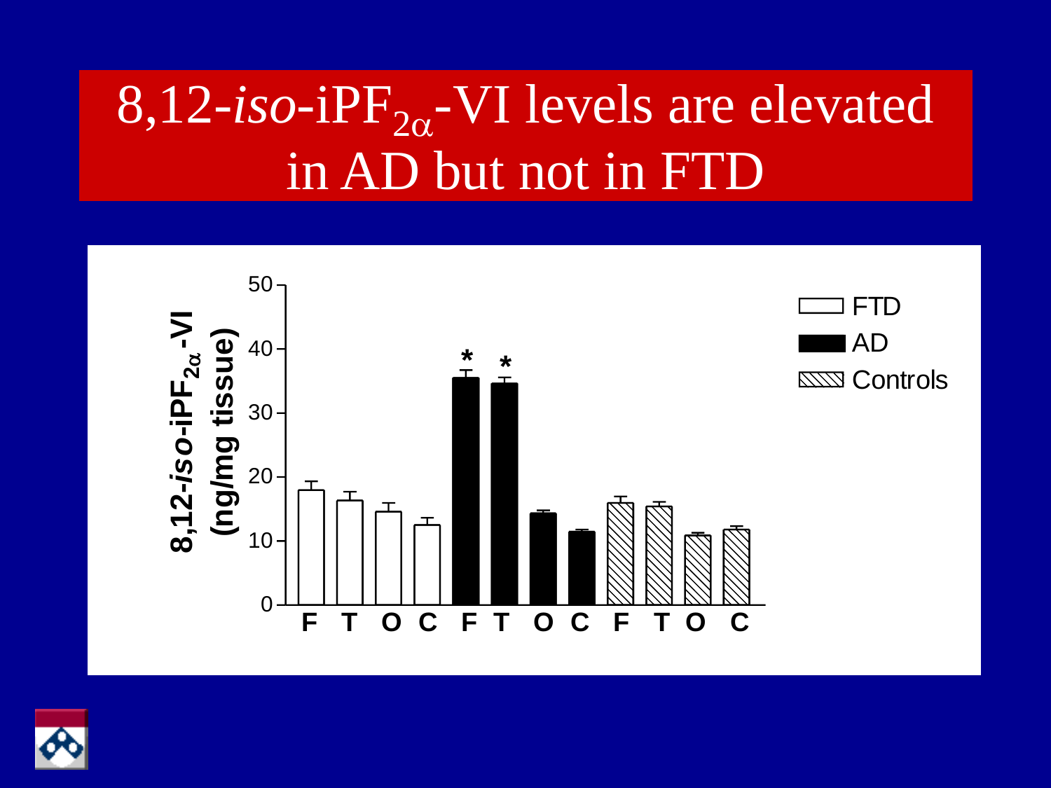# 8,12-*iso*-iP$F_{2\alpha}$-VI levels are elevated in AD but not in FTD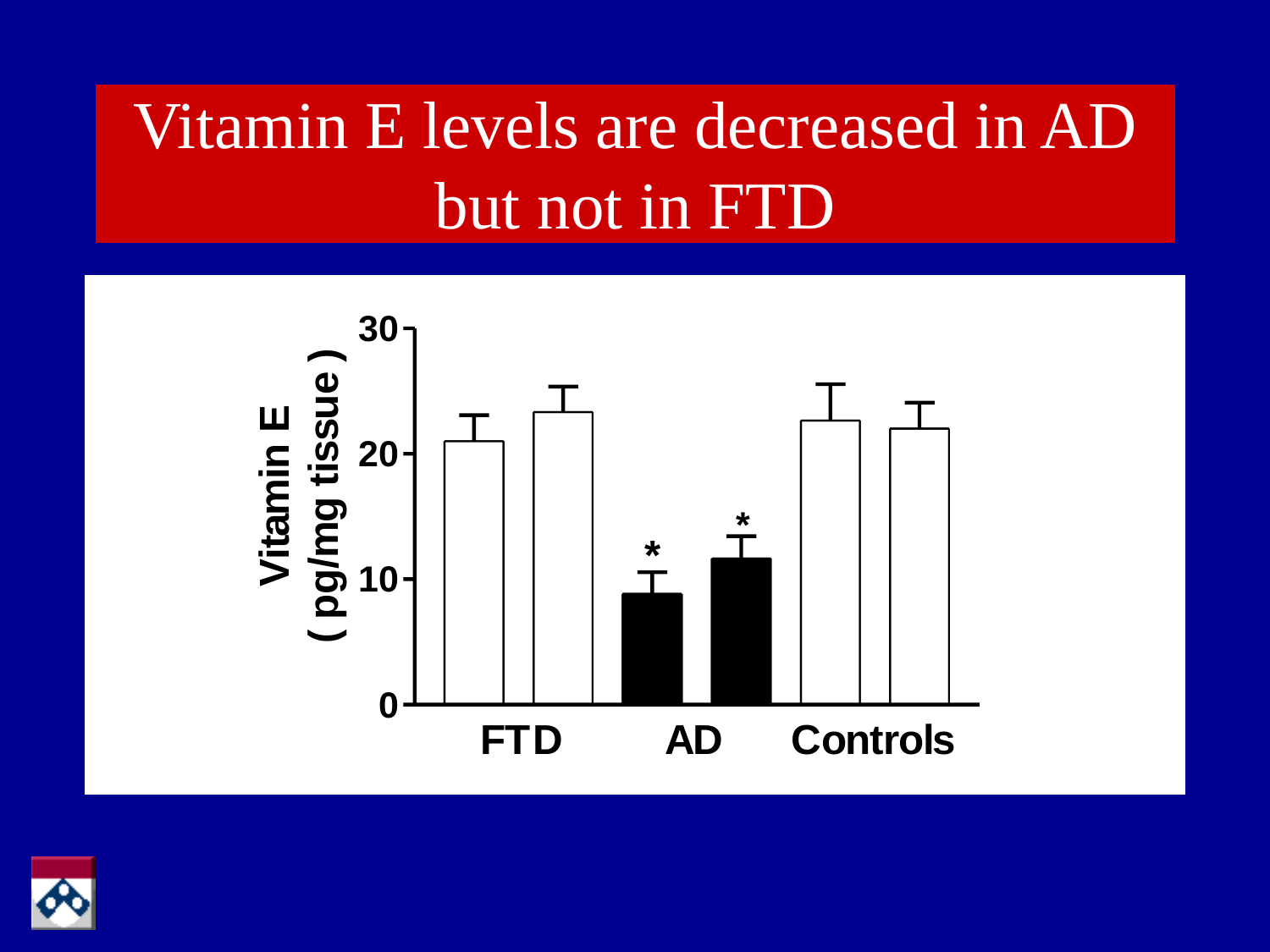# Vitamin E levels are decreased in AD but not in FTD

Vitamin E ( pg/mg tissue )

30

20

10

0

\* \*

FTD AD Controls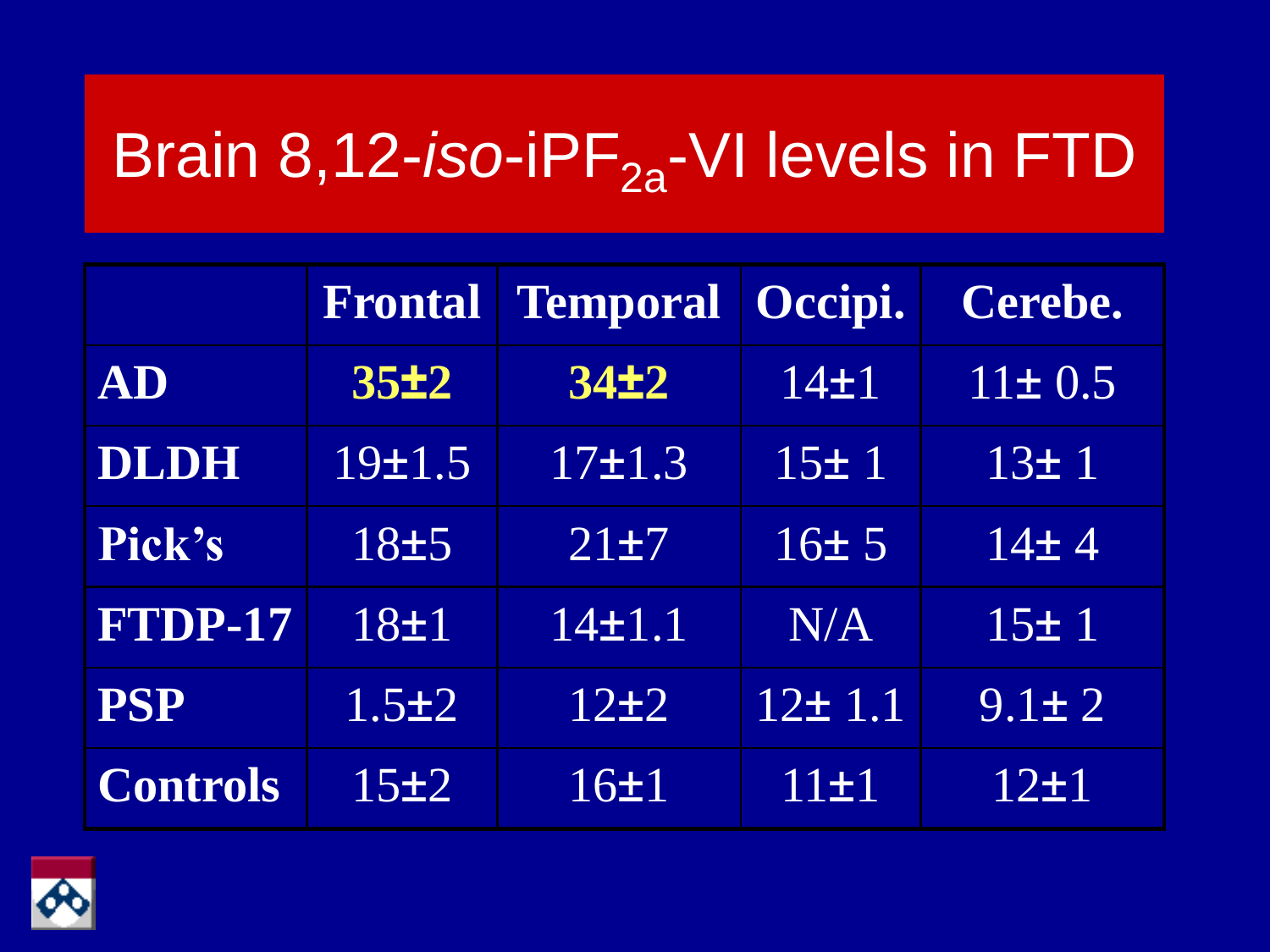# Brain 8,12-*iso*-iP$F_{2a}$-VI levels in FTD

| | Frontal | Temporal | Occipi. | Cerebe. |
|---|---|---|---|---|
| **AD** | **35±2** | **34±2** | 14±1 | 11± 0.5 |
| **DLDH** | 19±1.5 | 17±1.3 | 15± 1 | 13± 1 |
| **Pick's** | 18±5 | 21±7 | 16± 5 | 14± 4 |
| **FTDP-17** | 18±1 | 14±1.1 | N/A | 15± 1 |
| **PSP** | 1.5±2 | 12±2 | 12± 1.1 | 9.1± 2 |
| **Controls** | 15±2 | 16±1 | 11±1 | 12±1 |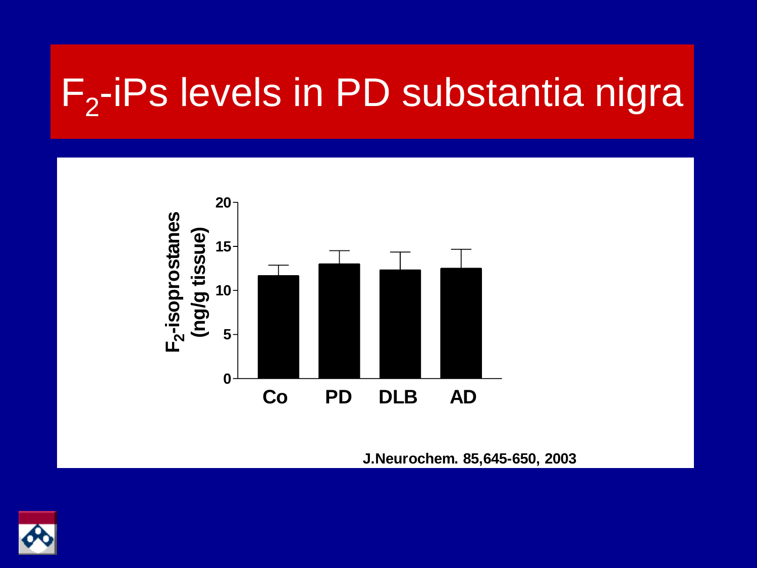# $F_2$-iPs levels in PD substantia nigra

$F_2$-isoprostanes (ng/g tissue)

20
15
10
5
0

Co PD DLB AD

J.Neurochem. 85,645-650, 2003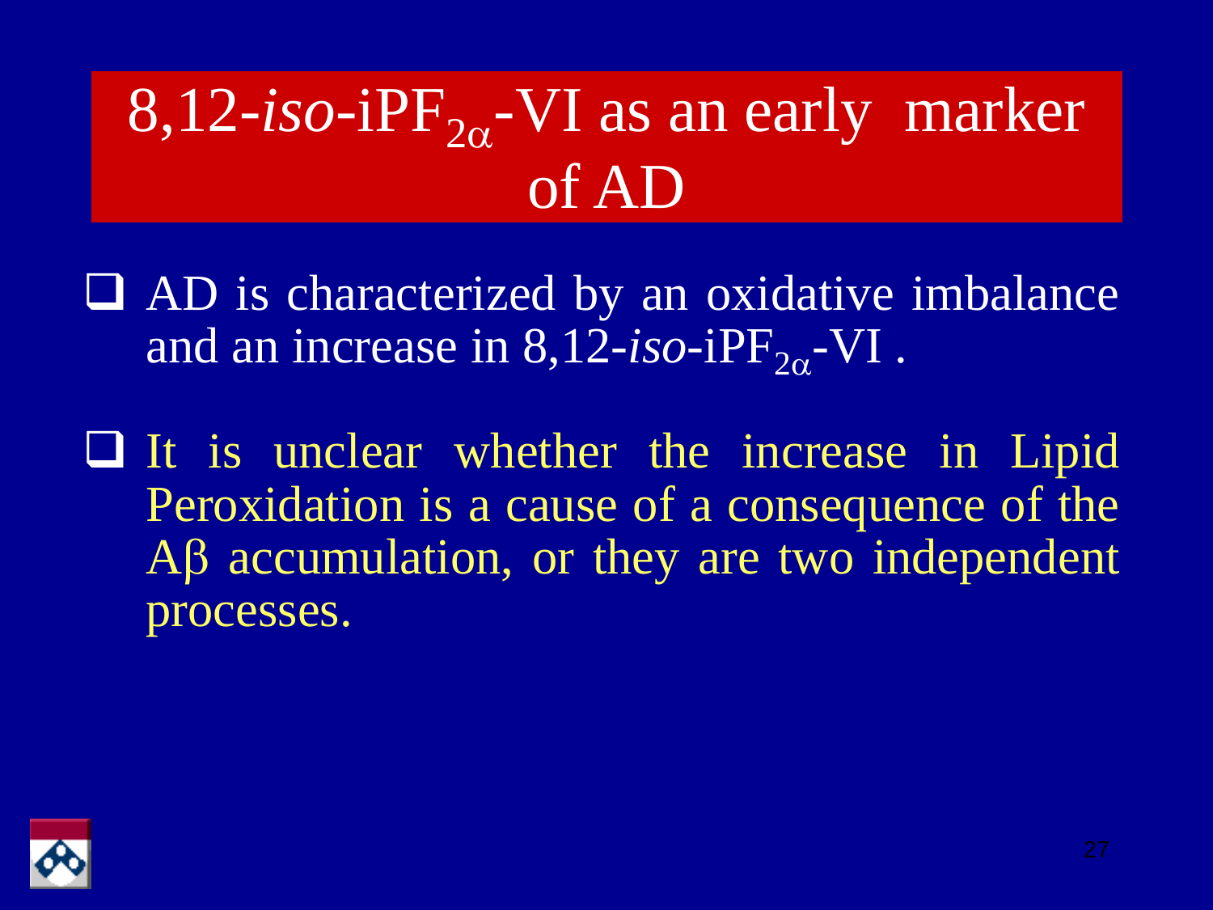# 8,12-*iso*-iPF$_{2\alpha}$-VI as an early marker of AD

- AD is characterized by an oxidative imbalance and an increase in 8,12-*iso*-iPF$_{2\alpha}$-VI .
- It is unclear whether the increase in Lipid Peroxidation is a cause of a consequence of the Aβ accumulation, or they are two independent processes.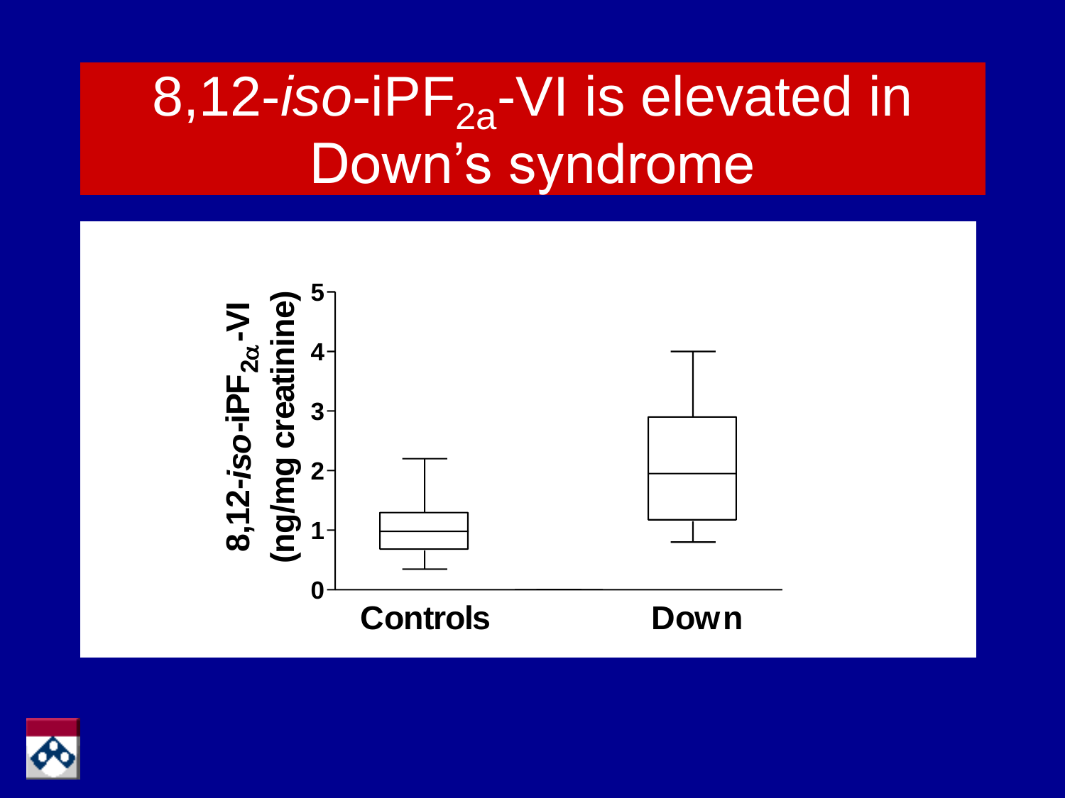# 8,12-*iso*-iPF$_{2a}$-VI is elevated in Down's syndrome

8,12-*iso*-iPF$_{2\alpha}$-VI (ng/mg creatinine)

5
4
3
2
1
0

Controls

Down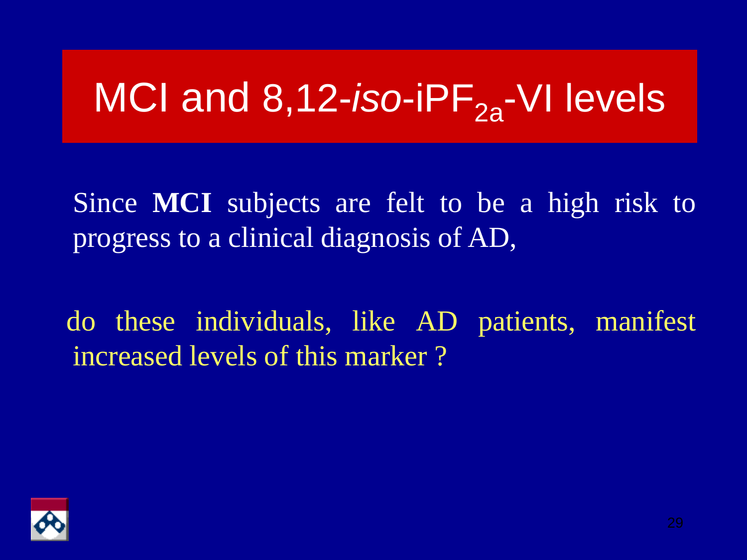# MCI and 8,12-*iso*-iPF$_{2a}$-VI levels

Since **MCI** subjects are felt to be a high risk to progress to a clinical diagnosis of AD,

do these individuals, like AD patients, manifest increased levels of this marker ?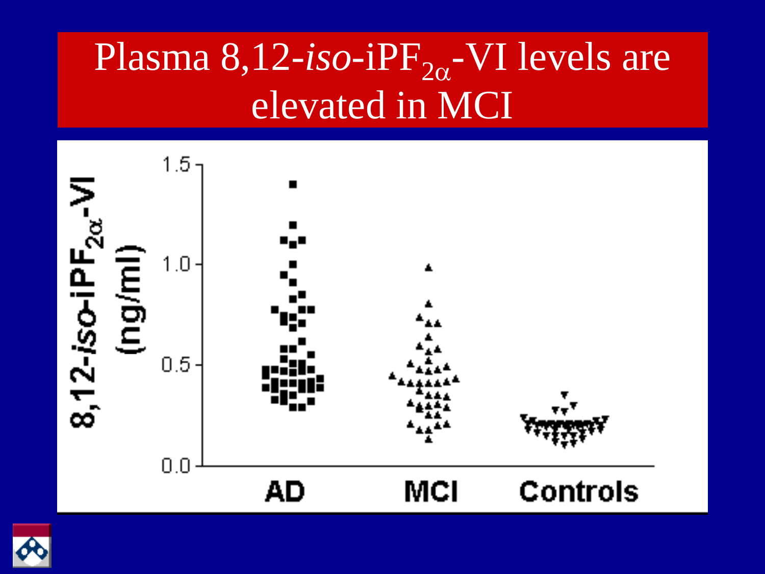# Plasma 8,12-*iso*-iPF$_{2\alpha}$-VI levels are elevated in MCI

8,12-*iso*-iPF$_{2\alpha}$-VI (ng/ml)

1.5
1.0
0.5
0.0

AD MCI Controls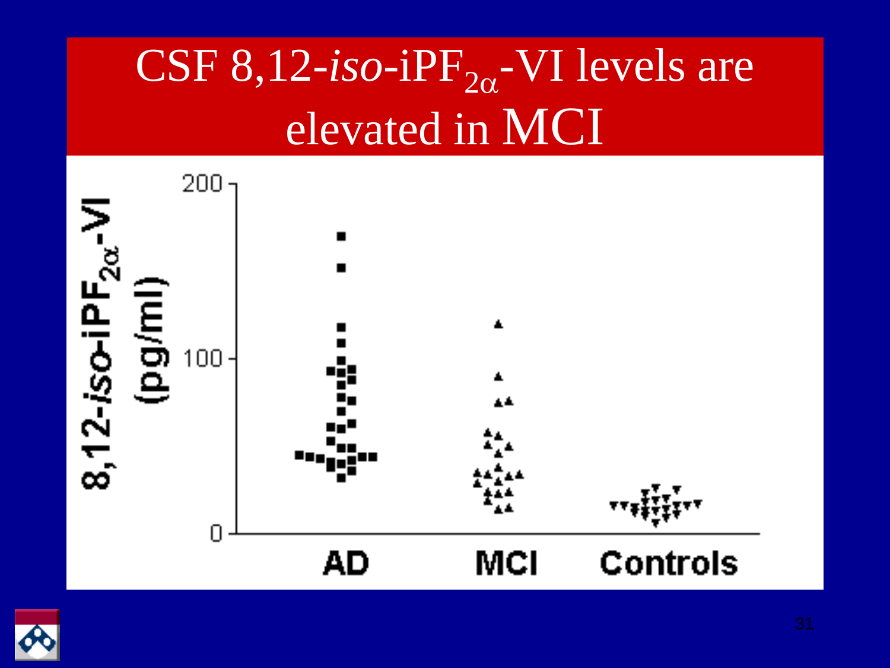# CSF 8,12-*iso*-iPF$_{2\alpha}$-VI levels are elevated in MCI

8,12-*iso*-iPF$_{2\alpha}$-VI (pg/ml)

200

100

0

AD MCI Controls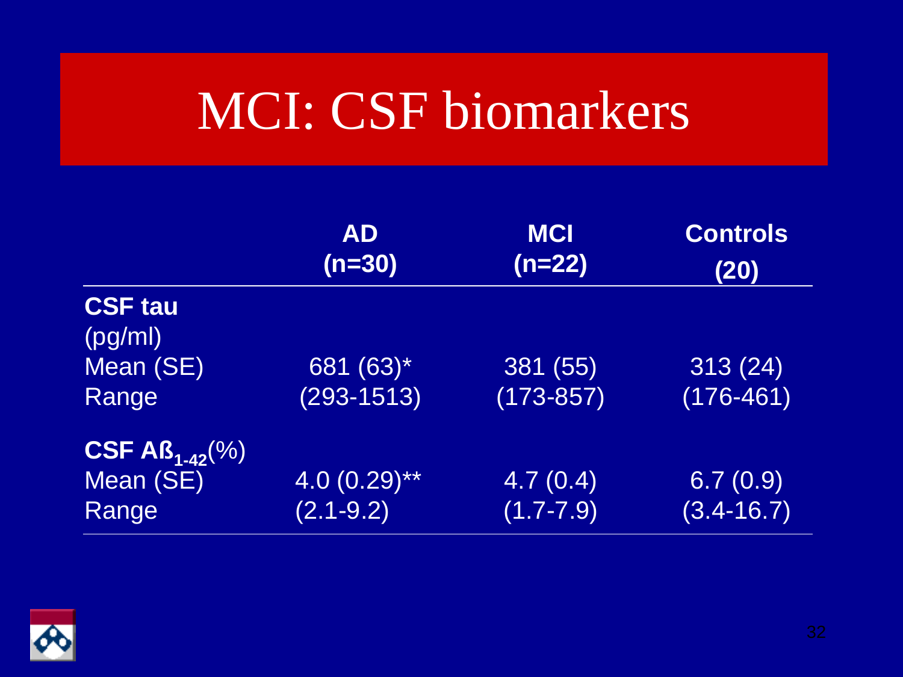# MCI: CSF biomarkers

| | AD (n=30) | MCI (n=22) | Controls (20) |
|---|---|---|---|
| **CSF tau** (pg/ml) | | | |
| Mean (SE) | 681 (63)* | 381 (55) | 313 (24) |
| Range | (293-1513) | (173-857) | (176-461) |
| **CSF $Aß_{1-42}$** (%) | | | |
| Mean (SE) | 4.0 (0.29)** | 4.7 (0.4) | 6.7 (0.9) |
| Range | (2.1-9.2) | (1.7-7.9) | (3.4-16.7) |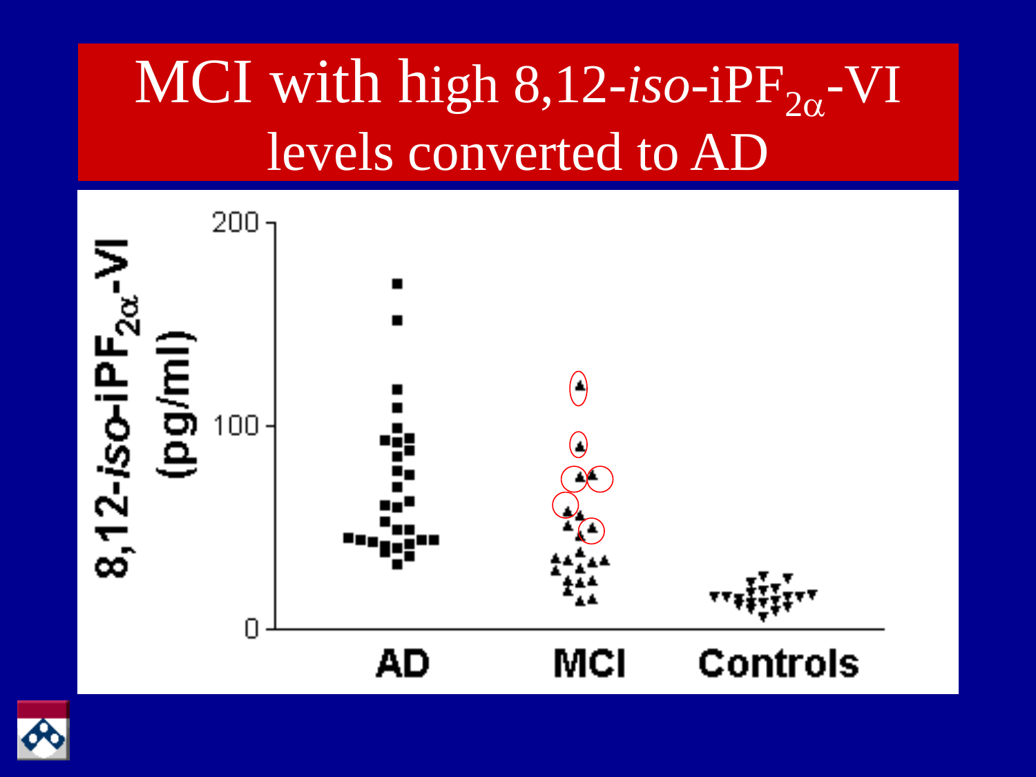# MCI with high 8,12-*iso*-iPF$_{2\alpha}$-VI levels converted to AD

8,12-*iso*-iPF$_{2\alpha}$-VI (pg/ml)

200

100

0

AD

MCI

Controls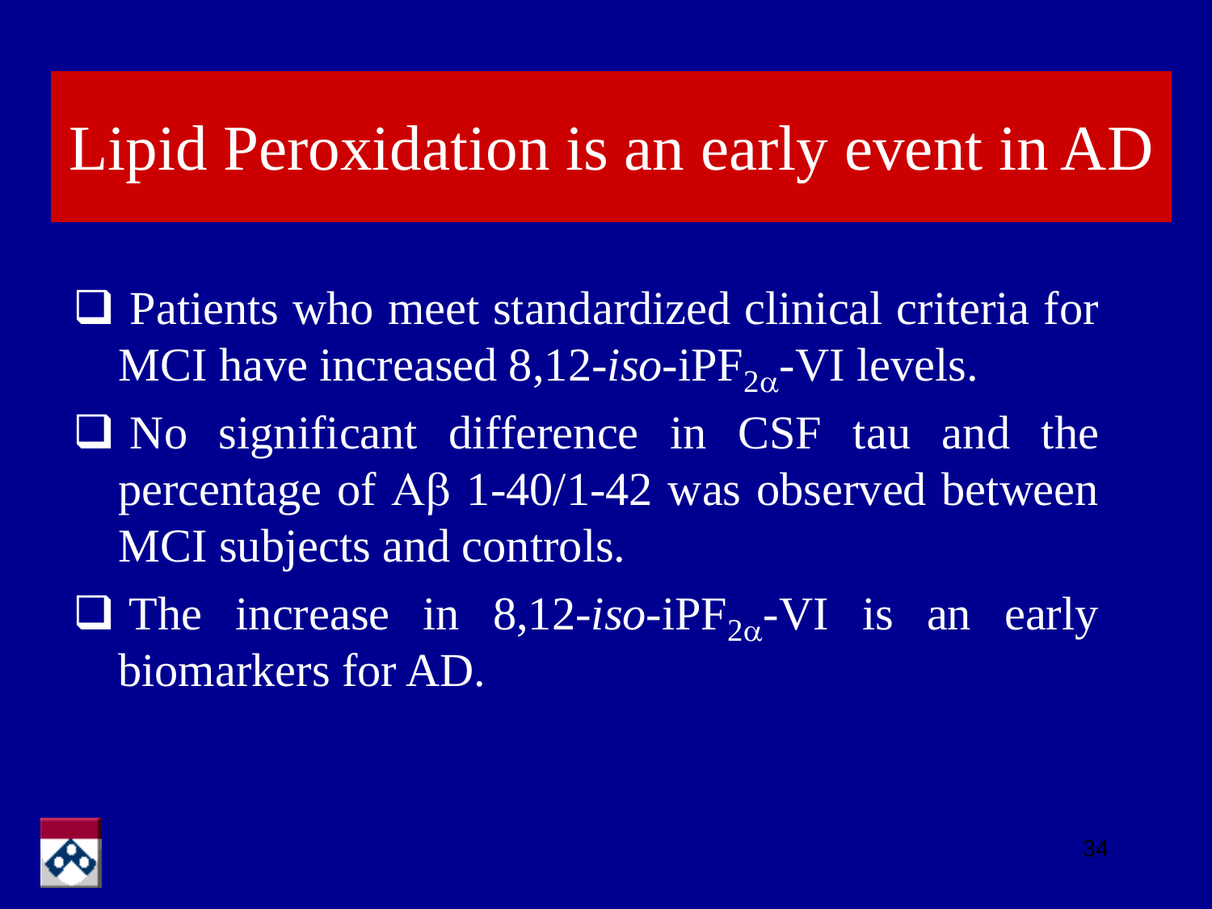# Lipid Peroxidation is an early event in AD

- Patients who meet standardized clinical criteria for MCI have increased 8,12-*iso*-$iPF_{2\alpha}$-VI levels.
- No significant difference in CSF tau and the percentage of Aβ 1-40/1-42 was observed between MCI subjects and controls.
- The increase in 8,12-*iso*-$iPF_{2\alpha}$-VI is an early biomarkers for AD.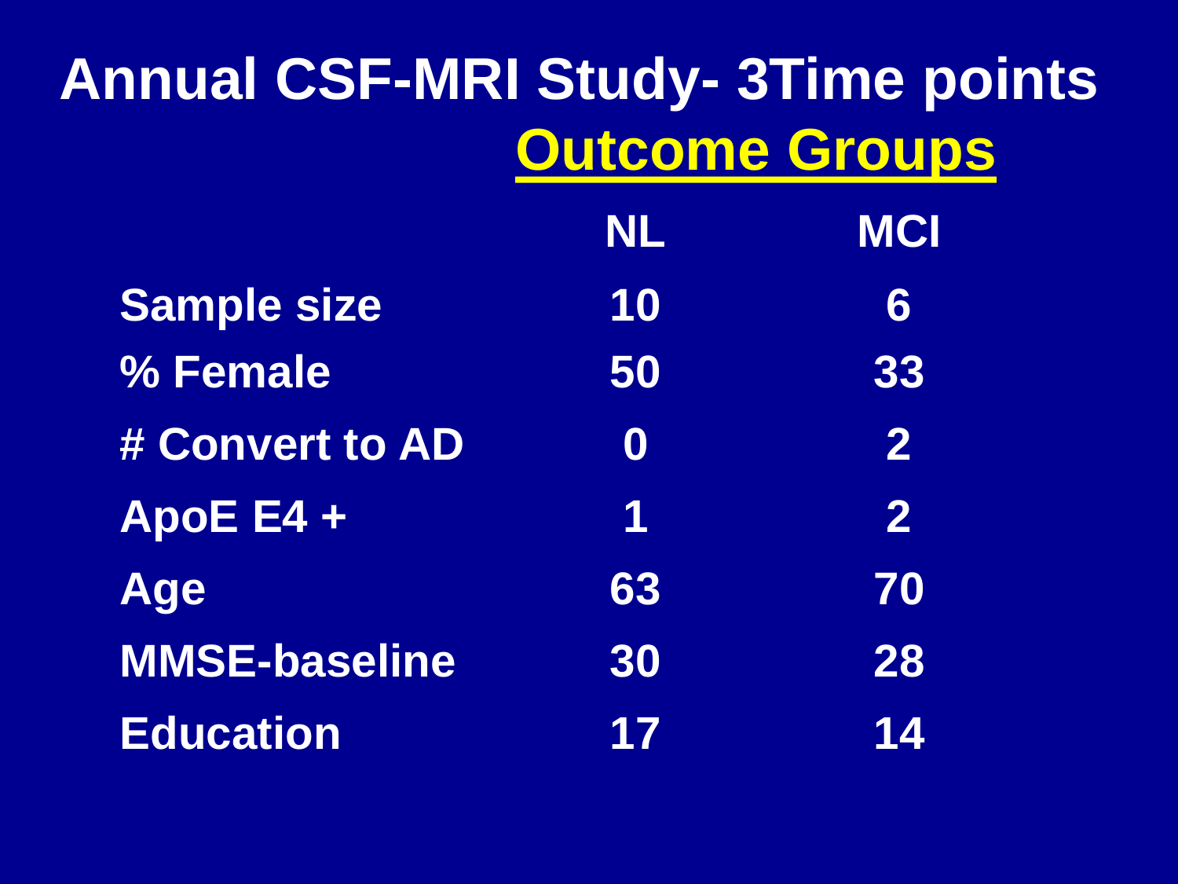# Annual CSF-MRI Study- 3Time points

| | Outcome Groups | |
|---|---|---|
| | NL | MCI |
| Sample size | 10 | 6 |
| % Female | 50 | 33 |
| # Convert to AD | 0 | 2 |
| ApoE E4 + | 1 | 2 |
| Age | 63 | 70 |
| MMSE-baseline | 30 | 28 |
| Education | 17 | 14 |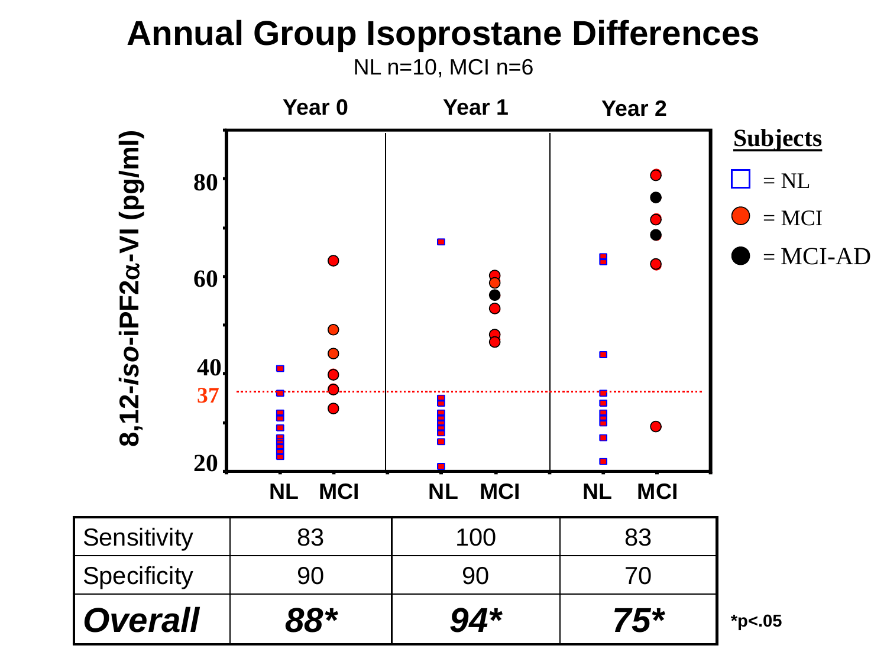# Annual Group Isoprostane Differences

NL n=10, MCI n=6

Year 0 | Year 1 | Year 2

8,12-*iso*-iPF2α-VI (pg/ml)

80
60
40
37
20

NL MCI | NL MCI | NL MCI

**Subjects**

- □ = NL
- ● = MCI
- ● = MCI-AD

| | Year 0 | Year 1 | Year 2 |
|---|---|---|---|
| Sensitivity | 83 | 100 | 83 |
| Specificity | 90 | 90 | 70 |
| ***Overall*** | ***88**** | ***94**** | ***75**** |

**\*p<.05**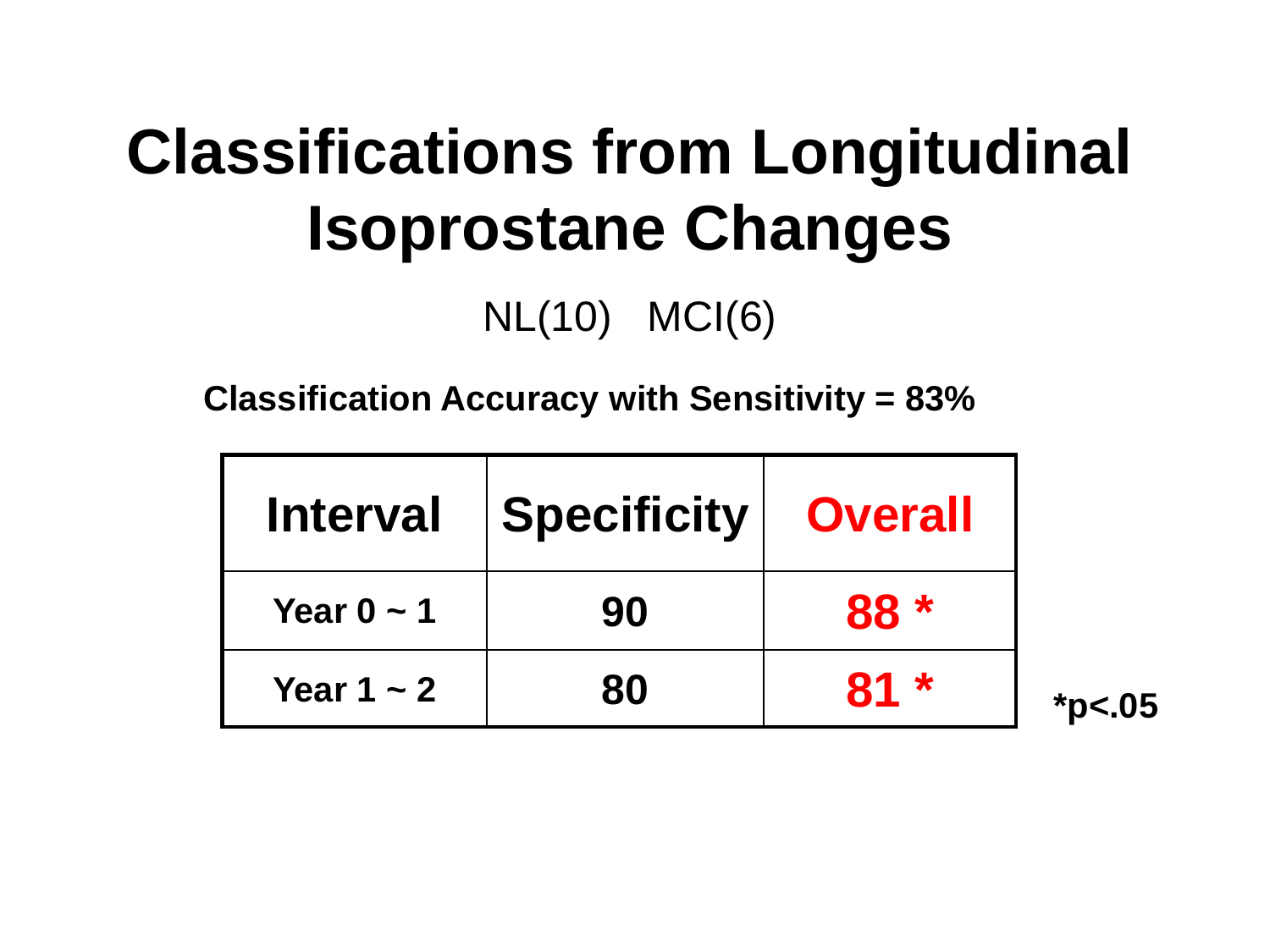# Classifications from Longitudinal Isoprostane Changes

NL(10) MCI(6)

**Classification Accuracy with Sensitivity = 83%**

| Interval | Specificity | Overall |
|---|---|---|
| Year 0 ~ 1 | 90 | 88 * |
| Year 1 ~ 2 | 80 | 81 * |

*$p<.05$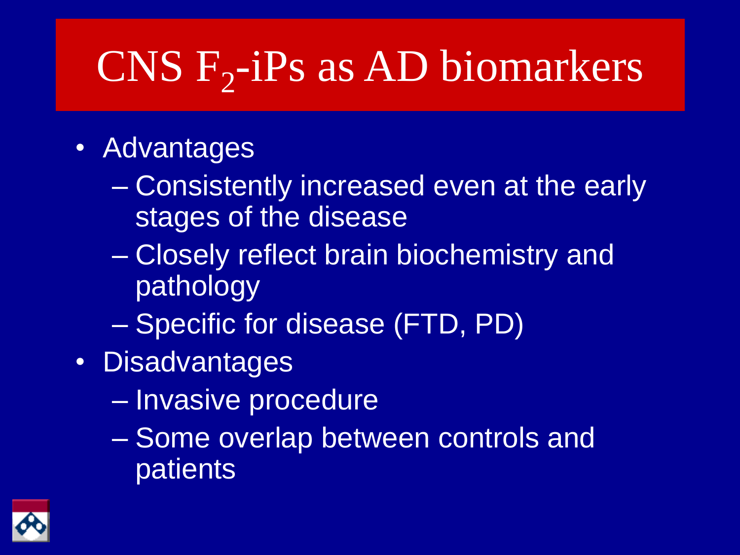# CNS $F_2$-iPs as AD biomarkers

- Advantages
  - Consistently increased even at the early stages of the disease
  - Closely reflect brain biochemistry and pathology
  - Specific for disease (FTD, PD)
- Disadvantages
  - Invasive procedure
  - Some overlap between controls and patients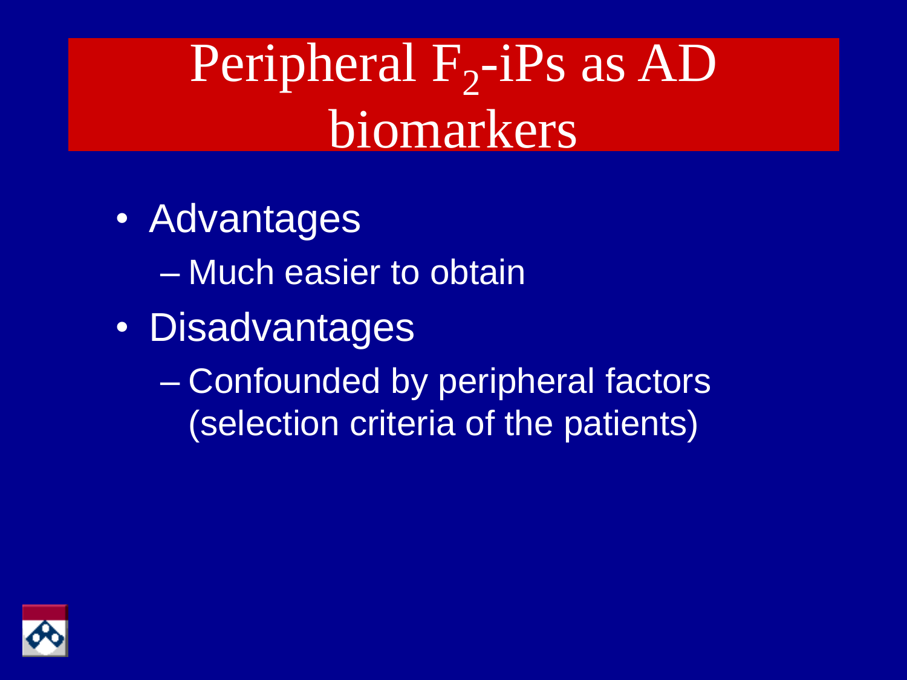# Peripheral $F_2$-iPs as AD biomarkers

- Advantages
  - Much easier to obtain
- Disadvantages
  - Confounded by peripheral factors (selection criteria of the patients)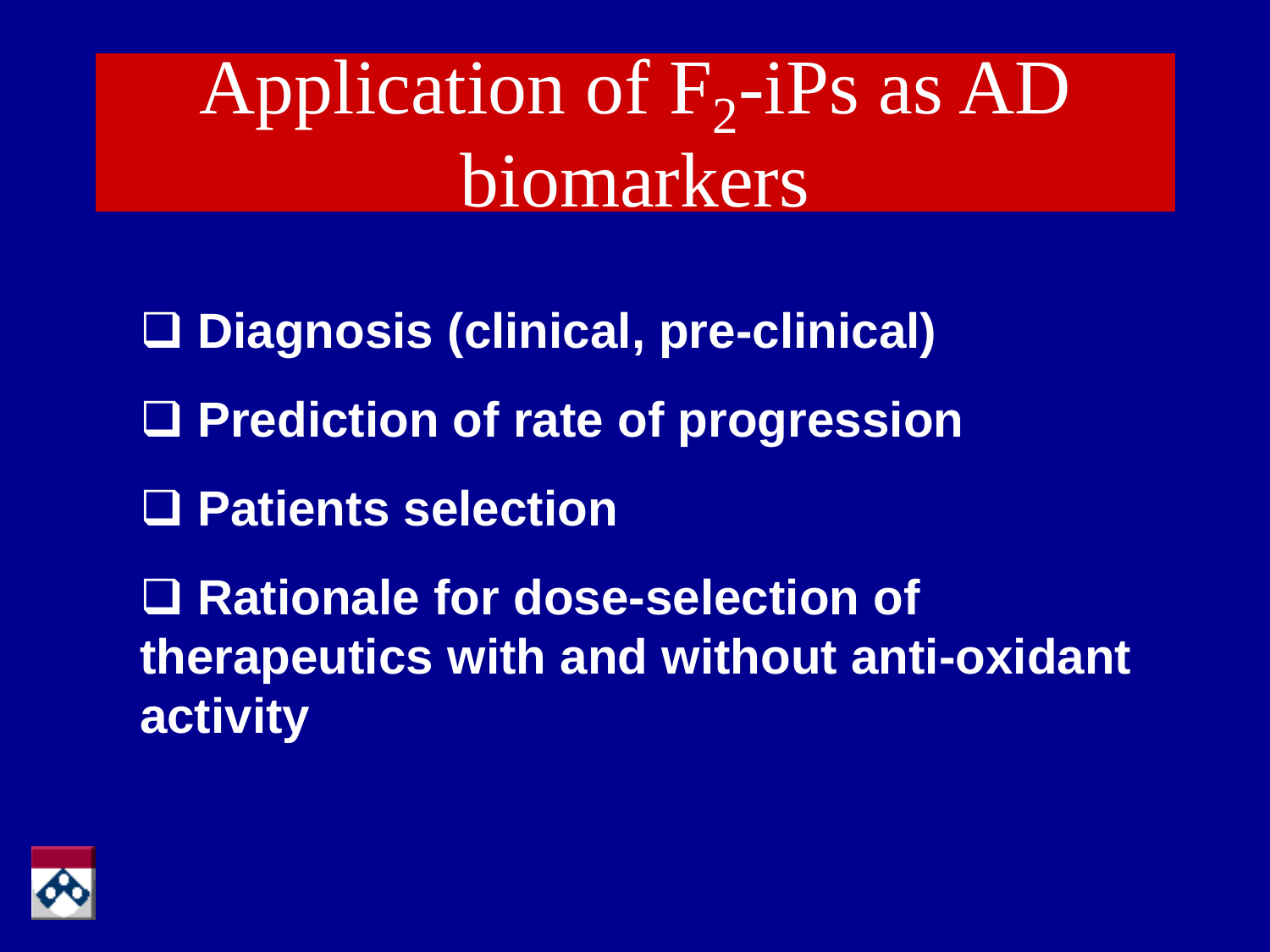# Application of $F_2$-iPs as AD biomarkers

- Diagnosis (clinical, pre-clinical)
- Prediction of rate of progression
- Patients selection
- Rationale for dose-selection of therapeutics with and without anti-oxidant activity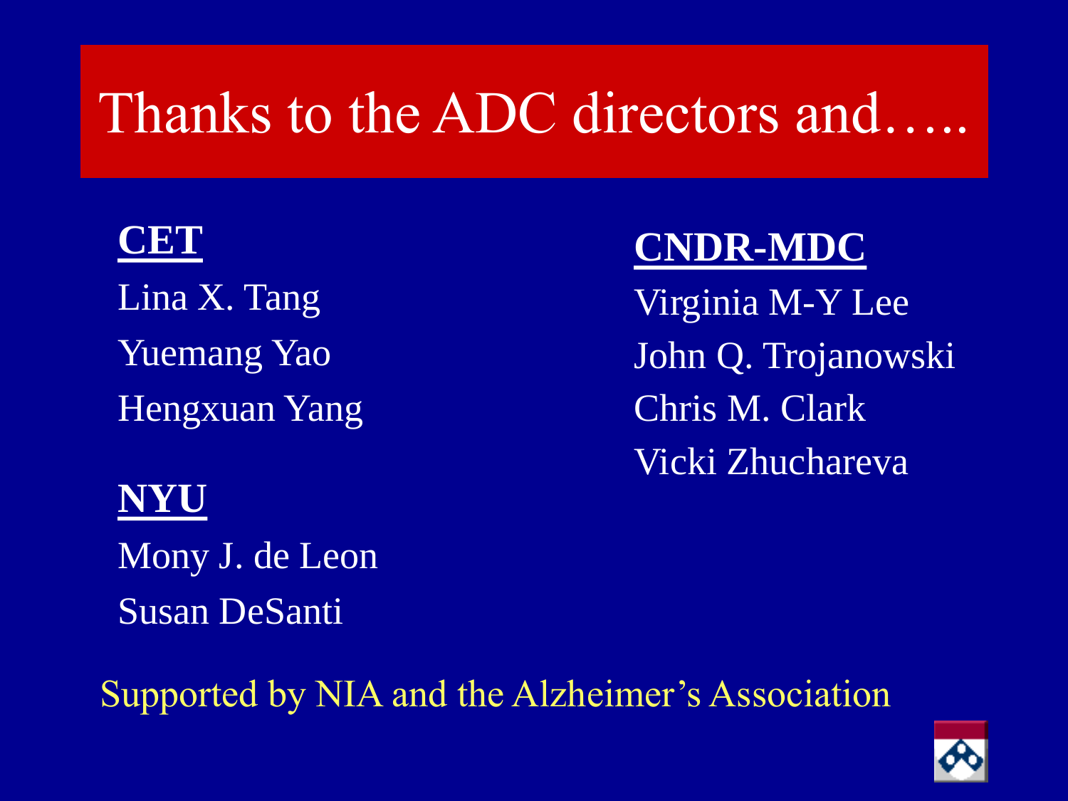# Thanks to the ADC directors and…..

**CET**

Lina X. Tang

Yuemang Yao

Hengxuan Yang

**NYU**

Mony J. de Leon

Susan DeSanti

**CNDR-MDC**

Virginia M-Y Lee

John Q. Trojanowski

Chris M. Clark

Vicki Zhuchareva

Supported by NIA and the Alzheimer's Association